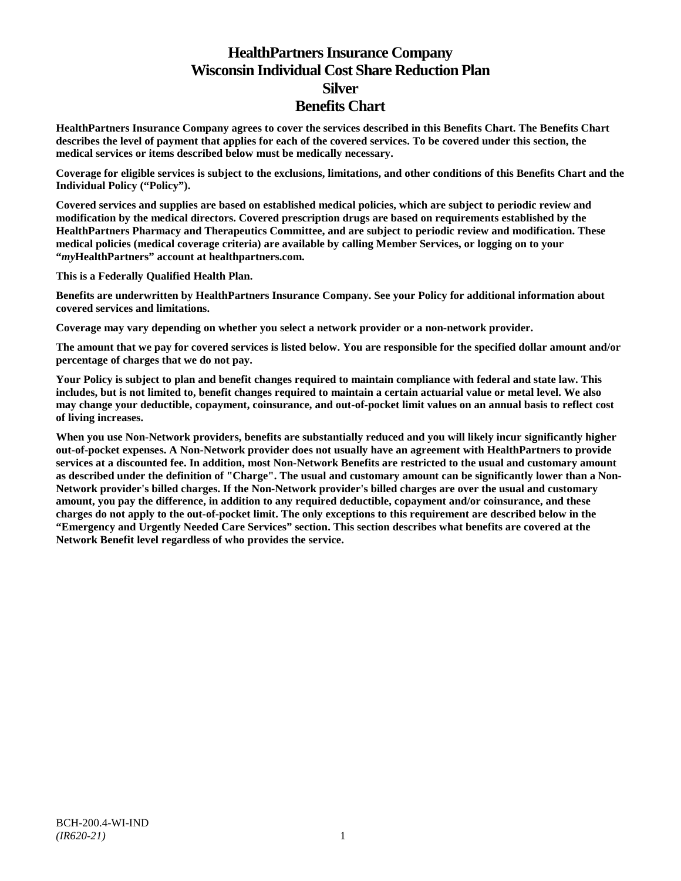# HealthPartners Insurance Company
# Wisconsin Individual Cost Share Reduction Plan
# Silver
# Benefits Chart

**HealthPartners Insurance Company agrees to cover the services described in this Benefits Chart. The Benefits Chart describes the level of payment that applies for each of the covered services. To be covered under this section, the medical services or items described below must be medically necessary.**

**Coverage for eligible services is subject to the exclusions, limitations, and other conditions of this Benefits Chart and the Individual Policy ("Policy").**

**Covered services and supplies are based on established medical policies, which are subject to periodic review and modification by the medical directors. Covered prescription drugs are based on requirements established by the HealthPartners Pharmacy and Therapeutics Committee, and are subject to periodic review and modification. These medical policies (medical coverage criteria) are available by calling Member Services, or logging on to your "*my*HealthPartners" account at healthpartners.com.**

**This is a Federally Qualified Health Plan.**

**Benefits are underwritten by HealthPartners Insurance Company. See your Policy for additional information about covered services and limitations.**

**Coverage may vary depending on whether you select a network provider or a non-network provider.**

**The amount that we pay for covered services is listed below. You are responsible for the specified dollar amount and/or percentage of charges that we do not pay.**

**Your Policy is subject to plan and benefit changes required to maintain compliance with federal and state law. This includes, but is not limited to, benefit changes required to maintain a certain actuarial value or metal level. We also may change your deductible, copayment, coinsurance, and out-of-pocket limit values on an annual basis to reflect cost of living increases.**

**When you use Non-Network providers, benefits are substantially reduced and you will likely incur significantly higher out-of-pocket expenses. A Non-Network provider does not usually have an agreement with HealthPartners to provide services at a discounted fee. In addition, most Non-Network Benefits are restricted to the usual and customary amount as described under the definition of "Charge". The usual and customary amount can be significantly lower than a Non-Network provider's billed charges. If the Non-Network provider's billed charges are over the usual and customary amount, you pay the difference, in addition to any required deductible, copayment and/or coinsurance, and these charges do not apply to the out-of-pocket limit. The only exceptions to this requirement are described below in the "Emergency and Urgently Needed Care Services" section. This section describes what benefits are covered at the Network Benefit level regardless of who provides the service.**

BCH-200.4-WI-IND
*(IR620-21)*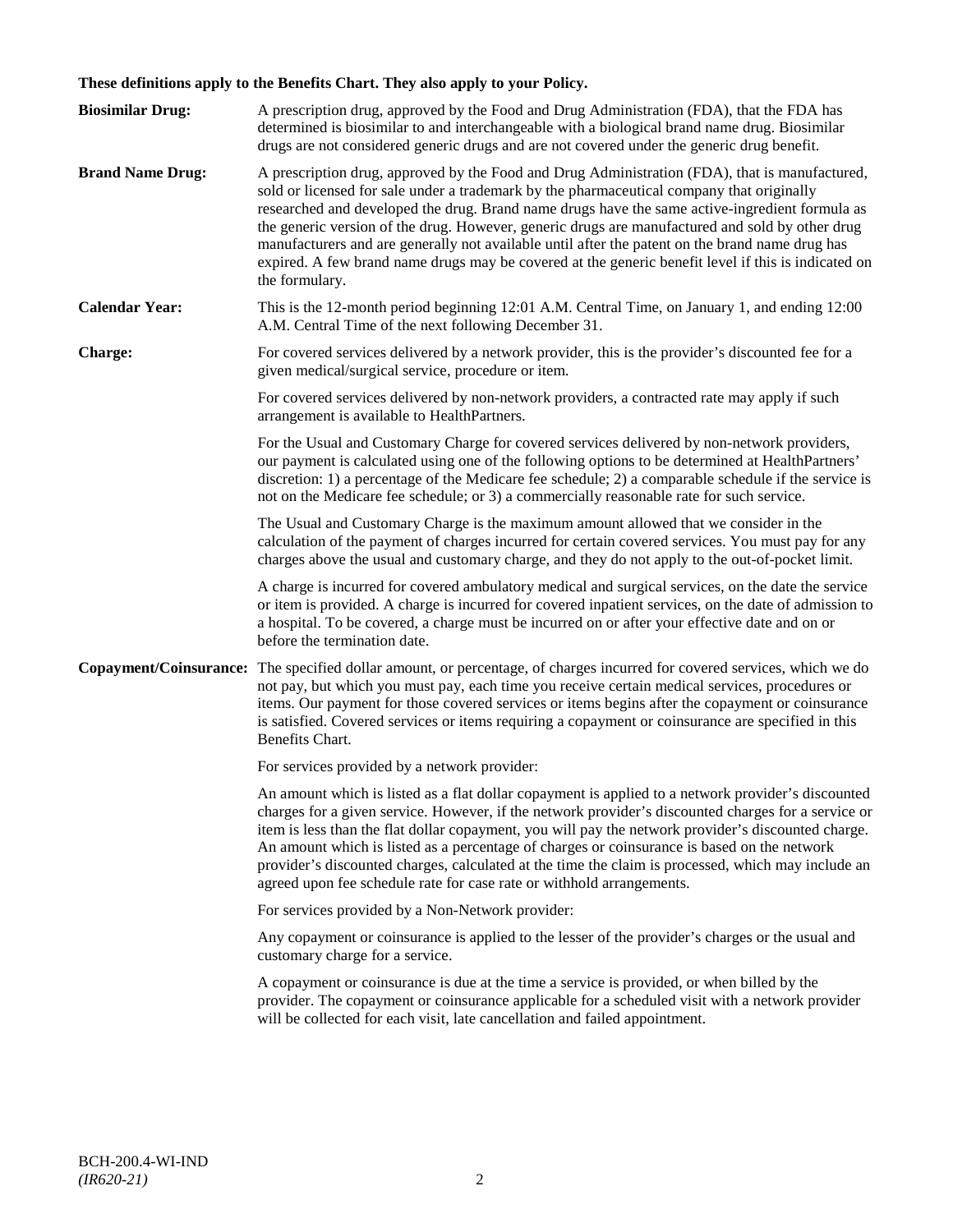**These definitions apply to the Benefits Chart. They also apply to your Policy.**

**Biosimilar Drug:** A prescription drug, approved by the Food and Drug Administration (FDA), that the FDA has determined is biosimilar to and interchangeable with a biological brand name drug. Biosimilar drugs are not considered generic drugs and are not covered under the generic drug benefit.

**Brand Name Drug:** A prescription drug, approved by the Food and Drug Administration (FDA), that is manufactured, sold or licensed for sale under a trademark by the pharmaceutical company that originally researched and developed the drug. Brand name drugs have the same active-ingredient formula as the generic version of the drug. However, generic drugs are manufactured and sold by other drug manufacturers and are generally not available until after the patent on the brand name drug has expired. A few brand name drugs may be covered at the generic benefit level if this is indicated on the formulary.

**Calendar Year:** This is the 12-month period beginning 12:01 A.M. Central Time, on January 1, and ending 12:00 A.M. Central Time of the next following December 31.

**Charge:** For covered services delivered by a network provider, this is the provider's discounted fee for a given medical/surgical service, procedure or item.

For covered services delivered by non-network providers, a contracted rate may apply if such arrangement is available to HealthPartners.

For the Usual and Customary Charge for covered services delivered by non-network providers, our payment is calculated using one of the following options to be determined at HealthPartners' discretion: 1) a percentage of the Medicare fee schedule; 2) a comparable schedule if the service is not on the Medicare fee schedule; or 3) a commercially reasonable rate for such service.

The Usual and Customary Charge is the maximum amount allowed that we consider in the calculation of the payment of charges incurred for certain covered services. You must pay for any charges above the usual and customary charge, and they do not apply to the out-of-pocket limit.

A charge is incurred for covered ambulatory medical and surgical services, on the date the service or item is provided. A charge is incurred for covered inpatient services, on the date of admission to a hospital. To be covered, a charge must be incurred on or after your effective date and on or before the termination date.

**Copayment/Coinsurance:** The specified dollar amount, or percentage, of charges incurred for covered services, which we do not pay, but which you must pay, each time you receive certain medical services, procedures or items. Our payment for those covered services or items begins after the copayment or coinsurance is satisfied. Covered services or items requiring a copayment or coinsurance are specified in this Benefits Chart.

For services provided by a network provider:

An amount which is listed as a flat dollar copayment is applied to a network provider's discounted charges for a given service. However, if the network provider's discounted charges for a service or item is less than the flat dollar copayment, you will pay the network provider's discounted charge. An amount which is listed as a percentage of charges or coinsurance is based on the network provider's discounted charges, calculated at the time the claim is processed, which may include an agreed upon fee schedule rate for case rate or withhold arrangements.

For services provided by a Non-Network provider:

Any copayment or coinsurance is applied to the lesser of the provider's charges or the usual and customary charge for a service.

A copayment or coinsurance is due at the time a service is provided, or when billed by the provider. The copayment or coinsurance applicable for a scheduled visit with a network provider will be collected for each visit, late cancellation and failed appointment.

BCH-200.4-WI-IND
*(IR620-21)*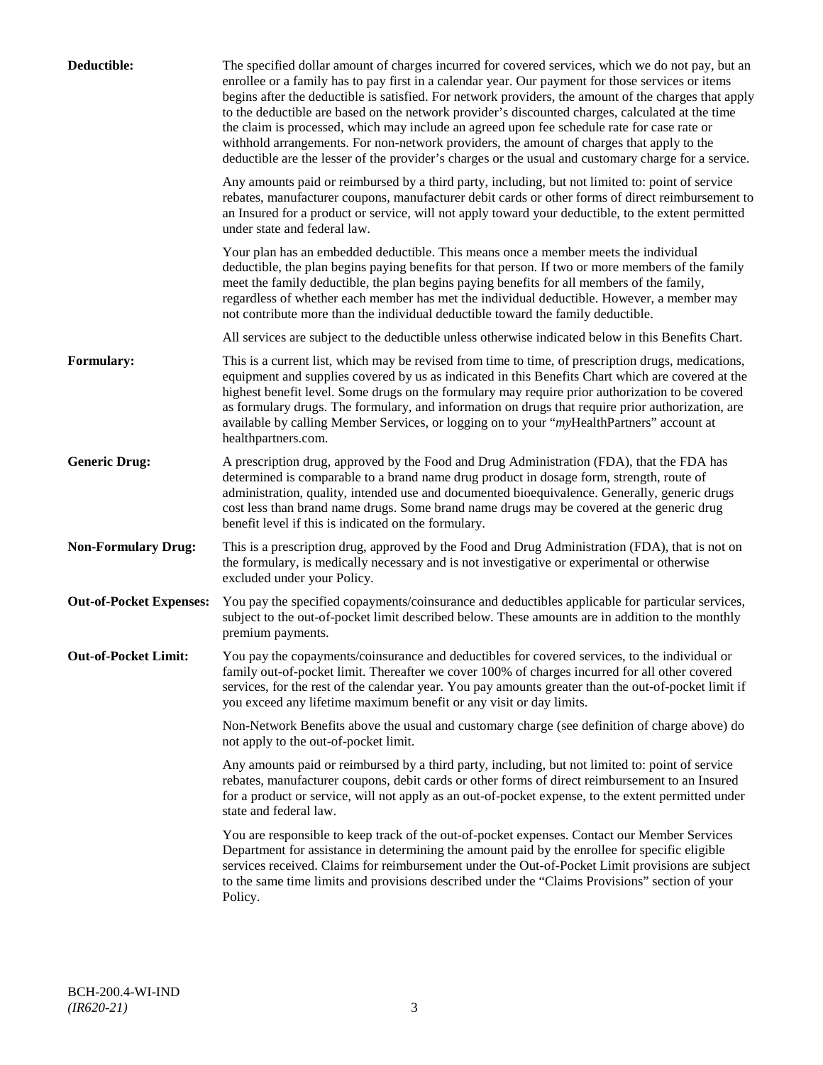**Deductible:** The specified dollar amount of charges incurred for covered services, which we do not pay, but an enrollee or a family has to pay first in a calendar year. Our payment for those services or items begins after the deductible is satisfied. For network providers, the amount of the charges that apply to the deductible are based on the network provider's discounted charges, calculated at the time the claim is processed, which may include an agreed upon fee schedule rate for case rate or withhold arrangements. For non-network providers, the amount of charges that apply to the deductible are the lesser of the provider's charges or the usual and customary charge for a service.

Any amounts paid or reimbursed by a third party, including, but not limited to: point of service rebates, manufacturer coupons, manufacturer debit cards or other forms of direct reimbursement to an Insured for a product or service, will not apply toward your deductible, to the extent permitted under state and federal law.

Your plan has an embedded deductible. This means once a member meets the individual deductible, the plan begins paying benefits for that person. If two or more members of the family meet the family deductible, the plan begins paying benefits for all members of the family, regardless of whether each member has met the individual deductible. However, a member may not contribute more than the individual deductible toward the family deductible.

All services are subject to the deductible unless otherwise indicated below in this Benefits Chart.

**Formulary:** This is a current list, which may be revised from time to time, of prescription drugs, medications, equipment and supplies covered by us as indicated in this Benefits Chart which are covered at the highest benefit level. Some drugs on the formulary may require prior authorization to be covered as formulary drugs. The formulary, and information on drugs that require prior authorization, are available by calling Member Services, or logging on to your "*my*HealthPartners" account at healthpartners.com.

**Generic Drug:** A prescription drug, approved by the Food and Drug Administration (FDA), that the FDA has determined is comparable to a brand name drug product in dosage form, strength, route of administration, quality, intended use and documented bioequivalence. Generally, generic drugs cost less than brand name drugs. Some brand name drugs may be covered at the generic drug benefit level if this is indicated on the formulary.

**Non-Formulary Drug:** This is a prescription drug, approved by the Food and Drug Administration (FDA), that is not on the formulary, is medically necessary and is not investigative or experimental or otherwise excluded under your Policy.

**Out-of-Pocket Expenses:** You pay the specified copayments/coinsurance and deductibles applicable for particular services, subject to the out-of-pocket limit described below. These amounts are in addition to the monthly premium payments.

**Out-of-Pocket Limit:** You pay the copayments/coinsurance and deductibles for covered services, to the individual or family out-of-pocket limit. Thereafter we cover 100% of charges incurred for all other covered services, for the rest of the calendar year. You pay amounts greater than the out-of-pocket limit if you exceed any lifetime maximum benefit or any visit or day limits.

Non-Network Benefits above the usual and customary charge (see definition of charge above) do not apply to the out-of-pocket limit.

Any amounts paid or reimbursed by a third party, including, but not limited to: point of service rebates, manufacturer coupons, debit cards or other forms of direct reimbursement to an Insured for a product or service, will not apply as an out-of-pocket expense, to the extent permitted under state and federal law.

You are responsible to keep track of the out-of-pocket expenses. Contact our Member Services Department for assistance in determining the amount paid by the enrollee for specific eligible services received. Claims for reimbursement under the Out-of-Pocket Limit provisions are subject to the same time limits and provisions described under the "Claims Provisions" section of your Policy.

BCH-200.4-WI-IND
*(IR620-21)*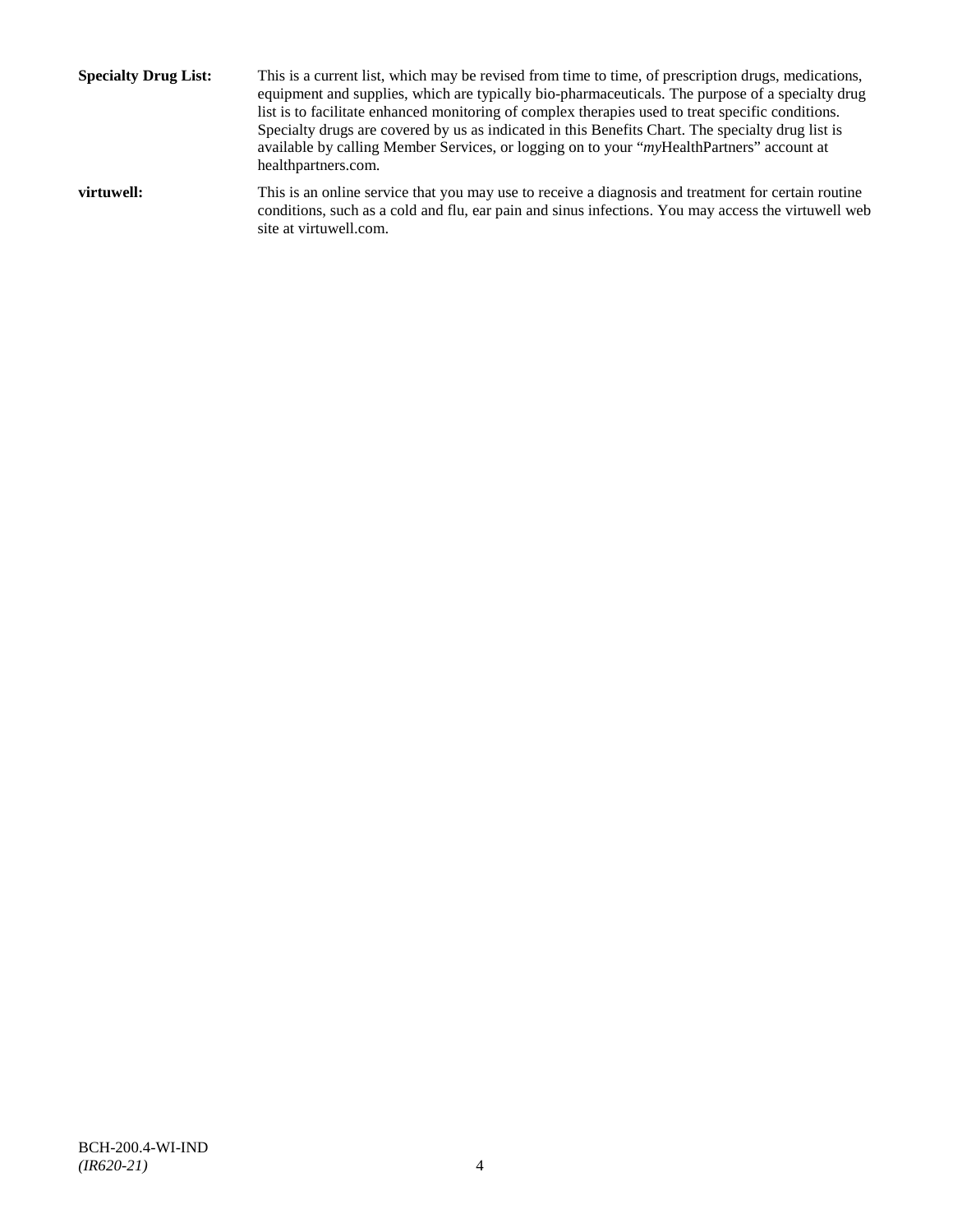**Specialty Drug List:** This is a current list, which may be revised from time to time, of prescription drugs, medications, equipment and supplies, which are typically bio-pharmaceuticals. The purpose of a specialty drug list is to facilitate enhanced monitoring of complex therapies used to treat specific conditions. Specialty drugs are covered by us as indicated in this Benefits Chart. The specialty drug list is available by calling Member Services, or logging on to your "*my*HealthPartners" account at healthpartners.com.

**virtuwell:** This is an online service that you may use to receive a diagnosis and treatment for certain routine conditions, such as a cold and flu, ear pain and sinus infections. You may access the virtuwell web site at virtuwell.com.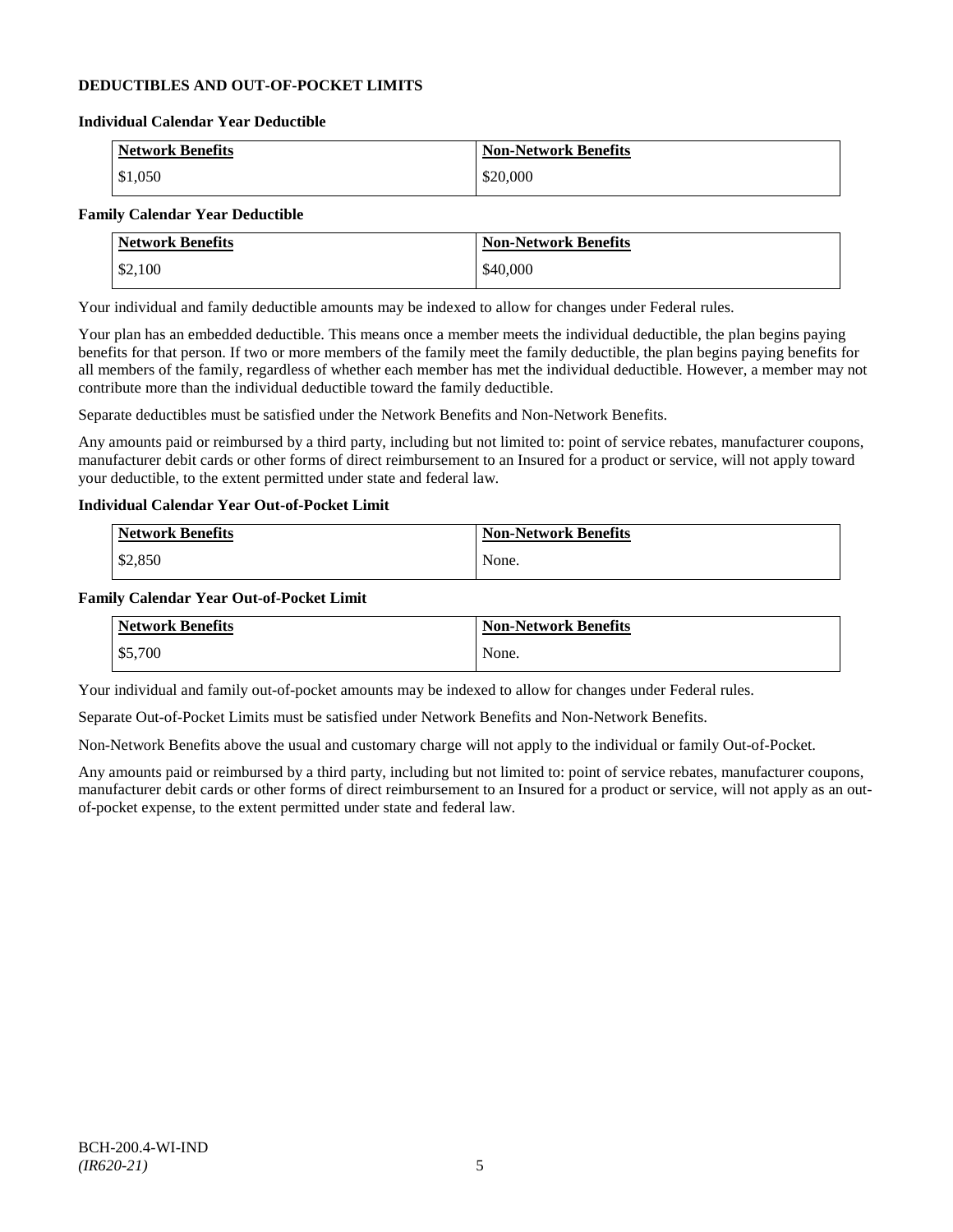## DEDUCTIBLES AND OUT-OF-POCKET LIMITS

### Individual Calendar Year Deductible

| Network Benefits | Non-Network Benefits |
|---|---|
| $1,050 | $20,000 |

### Family Calendar Year Deductible

| Network Benefits | Non-Network Benefits |
|---|---|
| $2,100 | $40,000 |

Your individual and family deductible amounts may be indexed to allow for changes under Federal rules.

Your plan has an embedded deductible. This means once a member meets the individual deductible, the plan begins paying benefits for that person. If two or more members of the family meet the family deductible, the plan begins paying benefits for all members of the family, regardless of whether each member has met the individual deductible. However, a member may not contribute more than the individual deductible toward the family deductible.

Separate deductibles must be satisfied under the Network Benefits and Non-Network Benefits.

Any amounts paid or reimbursed by a third party, including but not limited to: point of service rebates, manufacturer coupons, manufacturer debit cards or other forms of direct reimbursement to an Insured for a product or service, will not apply toward your deductible, to the extent permitted under state and federal law.

### Individual Calendar Year Out-of-Pocket Limit

| Network Benefits | Non-Network Benefits |
|---|---|
| $2,850 | None. |

### Family Calendar Year Out-of-Pocket Limit

| Network Benefits | Non-Network Benefits |
|---|---|
| $5,700 | None. |

Your individual and family out-of-pocket amounts may be indexed to allow for changes under Federal rules.

Separate Out-of-Pocket Limits must be satisfied under Network Benefits and Non-Network Benefits.

Non-Network Benefits above the usual and customary charge will not apply to the individual or family Out-of-Pocket.

Any amounts paid or reimbursed by a third party, including but not limited to: point of service rebates, manufacturer coupons, manufacturer debit cards or other forms of direct reimbursement to an Insured for a product or service, will not apply as an out-of-pocket expense, to the extent permitted under state and federal law.

BCH-200.4-WI-IND
*(IR620-21)*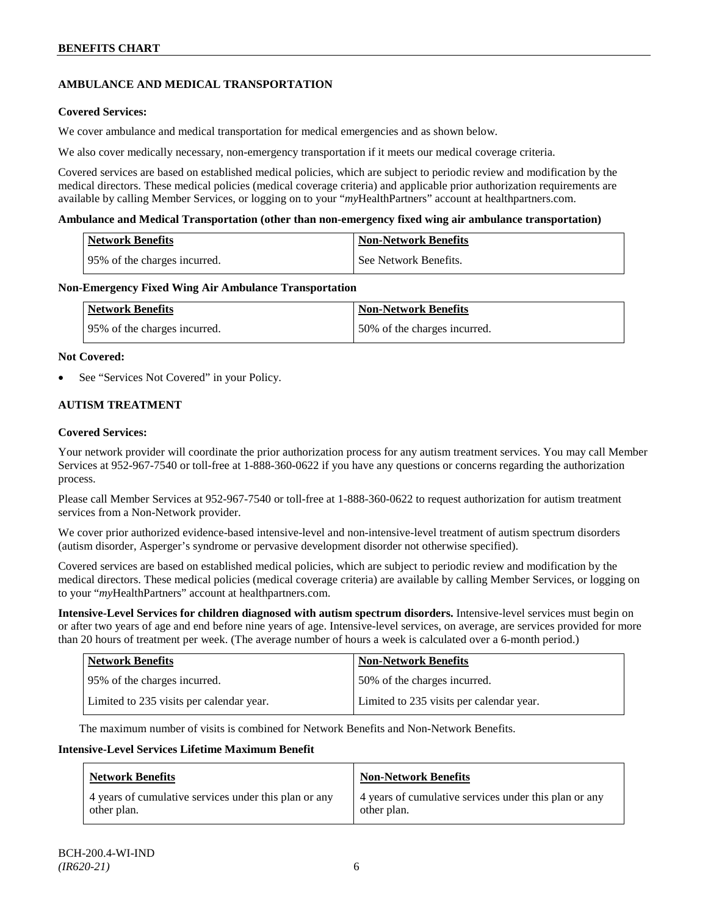## AMBULANCE AND MEDICAL TRANSPORTATION

**Covered Services:**

We cover ambulance and medical transportation for medical emergencies and as shown below.

We also cover medically necessary, non-emergency transportation if it meets our medical coverage criteria.

Covered services are based on established medical policies, which are subject to periodic review and modification by the medical directors. These medical policies (medical coverage criteria) and applicable prior authorization requirements are available by calling Member Services, or logging on to your "*my*HealthPartners" account at healthpartners.com.

**Ambulance and Medical Transportation (other than non-emergency fixed wing air ambulance transportation)**

| Network Benefits | Non-Network Benefits |
|---|---|
| 95% of the charges incurred. | See Network Benefits. |

**Non-Emergency Fixed Wing Air Ambulance Transportation**

| Network Benefits | Non-Network Benefits |
|---|---|
| 95% of the charges incurred. | 50% of the charges incurred. |

**Not Covered:**

- See "Services Not Covered" in your Policy.

## AUTISM TREATMENT

**Covered Services:**

Your network provider will coordinate the prior authorization process for any autism treatment services. You may call Member Services at 952-967-7540 or toll-free at 1-888-360-0622 if you have any questions or concerns regarding the authorization process.

Please call Member Services at 952-967-7540 or toll-free at 1-888-360-0622 to request authorization for autism treatment services from a Non-Network provider.

We cover prior authorized evidence-based intensive-level and non-intensive-level treatment of autism spectrum disorders (autism disorder, Asperger's syndrome or pervasive development disorder not otherwise specified).

Covered services are based on established medical policies, which are subject to periodic review and modification by the medical directors. These medical policies (medical coverage criteria) are available by calling Member Services, or logging on to your "*my*HealthPartners" account at healthpartners.com.

**Intensive-Level Services for children diagnosed with autism spectrum disorders.** Intensive-level services must begin on or after two years of age and end before nine years of age. Intensive-level services, on average, are services provided for more than 20 hours of treatment per week. (The average number of hours a week is calculated over a 6-month period.)

| Network Benefits | Non-Network Benefits |
|---|---|
| 95% of the charges incurred. | 50% of the charges incurred. |
| Limited to 235 visits per calendar year. | Limited to 235 visits per calendar year. |

The maximum number of visits is combined for Network Benefits and Non-Network Benefits.

**Intensive-Level Services Lifetime Maximum Benefit**

| Network Benefits | Non-Network Benefits |
|---|---|
| 4 years of cumulative services under this plan or any other plan. | 4 years of cumulative services under this plan or any other plan. |

BCH-200.4-WI-IND
*(IR620-21)*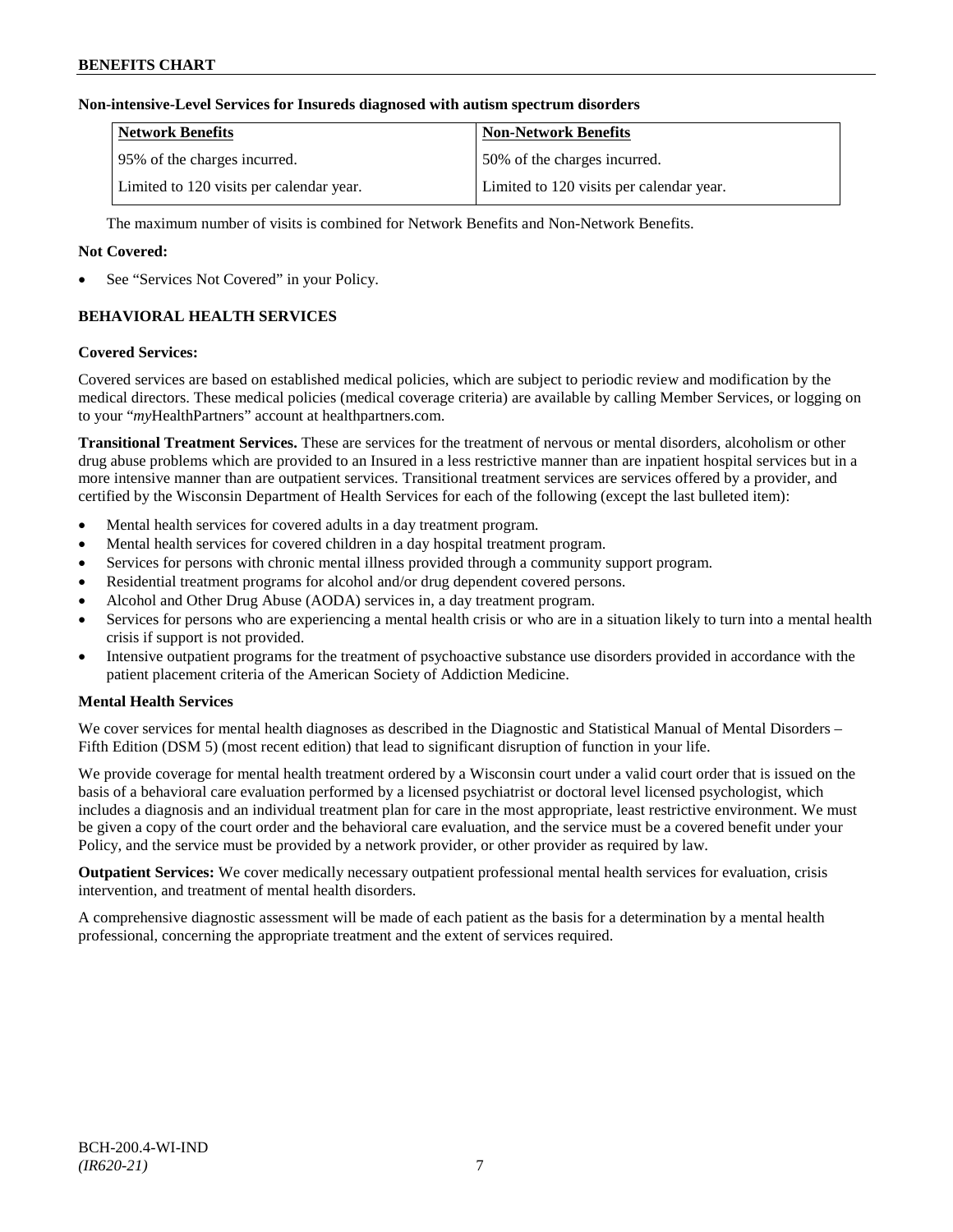**Non-intensive-Level Services for Insureds diagnosed with autism spectrum disorders**

| Network Benefits | Non-Network Benefits |
|---|---|
| 95% of the charges incurred. | 50% of the charges incurred. |
| Limited to 120 visits per calendar year. | Limited to 120 visits per calendar year. |

The maximum number of visits is combined for Network Benefits and Non-Network Benefits.

**Not Covered:**

- See "Services Not Covered" in your Policy.

## BEHAVIORAL HEALTH SERVICES

**Covered Services:**

Covered services are based on established medical policies, which are subject to periodic review and modification by the medical directors. These medical policies (medical coverage criteria) are available by calling Member Services, or logging on to your "*my*HealthPartners" account at healthpartners.com.

**Transitional Treatment Services.** These are services for the treatment of nervous or mental disorders, alcoholism or other drug abuse problems which are provided to an Insured in a less restrictive manner than are inpatient hospital services but in a more intensive manner than are outpatient services. Transitional treatment services are services offered by a provider, and certified by the Wisconsin Department of Health Services for each of the following (except the last bulleted item):

- Mental health services for covered adults in a day treatment program.
- Mental health services for covered children in a day hospital treatment program.
- Services for persons with chronic mental illness provided through a community support program.
- Residential treatment programs for alcohol and/or drug dependent covered persons.
- Alcohol and Other Drug Abuse (AODA) services in, a day treatment program.
- Services for persons who are experiencing a mental health crisis or who are in a situation likely to turn into a mental health crisis if support is not provided.
- Intensive outpatient programs for the treatment of psychoactive substance use disorders provided in accordance with the patient placement criteria of the American Society of Addiction Medicine.

**Mental Health Services**

We cover services for mental health diagnoses as described in the Diagnostic and Statistical Manual of Mental Disorders – Fifth Edition (DSM 5) (most recent edition) that lead to significant disruption of function in your life.

We provide coverage for mental health treatment ordered by a Wisconsin court under a valid court order that is issued on the basis of a behavioral care evaluation performed by a licensed psychiatrist or doctoral level licensed psychologist, which includes a diagnosis and an individual treatment plan for care in the most appropriate, least restrictive environment. We must be given a copy of the court order and the behavioral care evaluation, and the service must be a covered benefit under your Policy, and the service must be provided by a network provider, or other provider as required by law.

**Outpatient Services:** We cover medically necessary outpatient professional mental health services for evaluation, crisis intervention, and treatment of mental health disorders.

A comprehensive diagnostic assessment will be made of each patient as the basis for a determination by a mental health professional, concerning the appropriate treatment and the extent of services required.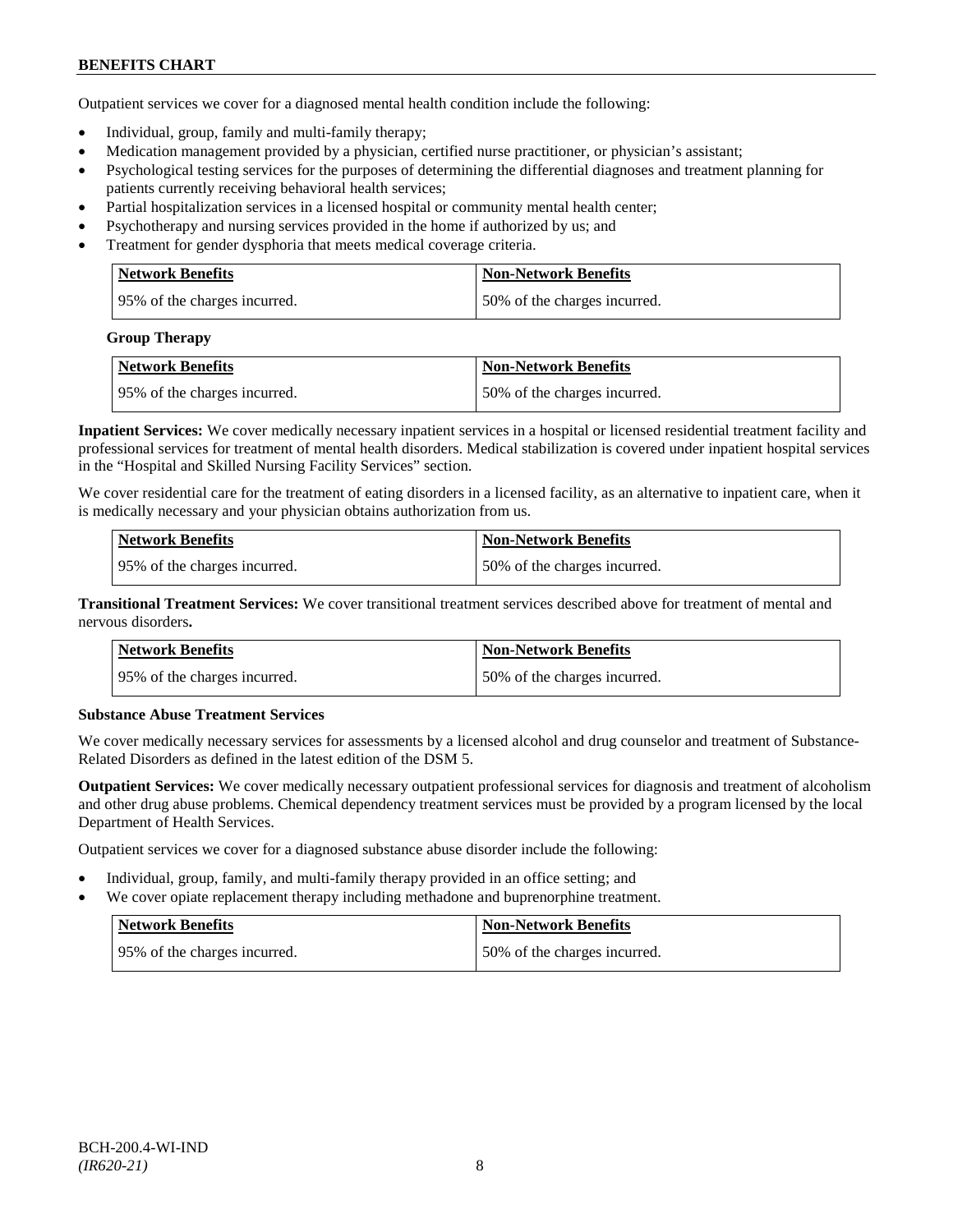Outpatient services we cover for a diagnosed mental health condition include the following:

- Individual, group, family and multi-family therapy;
- Medication management provided by a physician, certified nurse practitioner, or physician's assistant;
- Psychological testing services for the purposes of determining the differential diagnoses and treatment planning for patients currently receiving behavioral health services;
- Partial hospitalization services in a licensed hospital or community mental health center;
- Psychotherapy and nursing services provided in the home if authorized by us; and
- Treatment for gender dysphoria that meets medical coverage criteria.

| Network Benefits | Non-Network Benefits |
|---|---|
| 95% of the charges incurred. | 50% of the charges incurred. |

**Group Therapy**

| Network Benefits | Non-Network Benefits |
|---|---|
| 95% of the charges incurred. | 50% of the charges incurred. |

**Inpatient Services:** We cover medically necessary inpatient services in a hospital or licensed residential treatment facility and professional services for treatment of mental health disorders. Medical stabilization is covered under inpatient hospital services in the "Hospital and Skilled Nursing Facility Services" section.

We cover residential care for the treatment of eating disorders in a licensed facility, as an alternative to inpatient care, when it is medically necessary and your physician obtains authorization from us.

| Network Benefits | Non-Network Benefits |
|---|---|
| 95% of the charges incurred. | 50% of the charges incurred. |

**Transitional Treatment Services:** We cover transitional treatment services described above for treatment of mental and nervous disorders**.**

| Network Benefits | Non-Network Benefits |
|---|---|
| 95% of the charges incurred. | 50% of the charges incurred. |

**Substance Abuse Treatment Services**

We cover medically necessary services for assessments by a licensed alcohol and drug counselor and treatment of Substance-Related Disorders as defined in the latest edition of the DSM 5.

**Outpatient Services:** We cover medically necessary outpatient professional services for diagnosis and treatment of alcoholism and other drug abuse problems. Chemical dependency treatment services must be provided by a program licensed by the local Department of Health Services.

Outpatient services we cover for a diagnosed substance abuse disorder include the following:

- Individual, group, family, and multi-family therapy provided in an office setting; and
- We cover opiate replacement therapy including methadone and buprenorphine treatment.

| Network Benefits | Non-Network Benefits |
|---|---|
| 95% of the charges incurred. | 50% of the charges incurred. |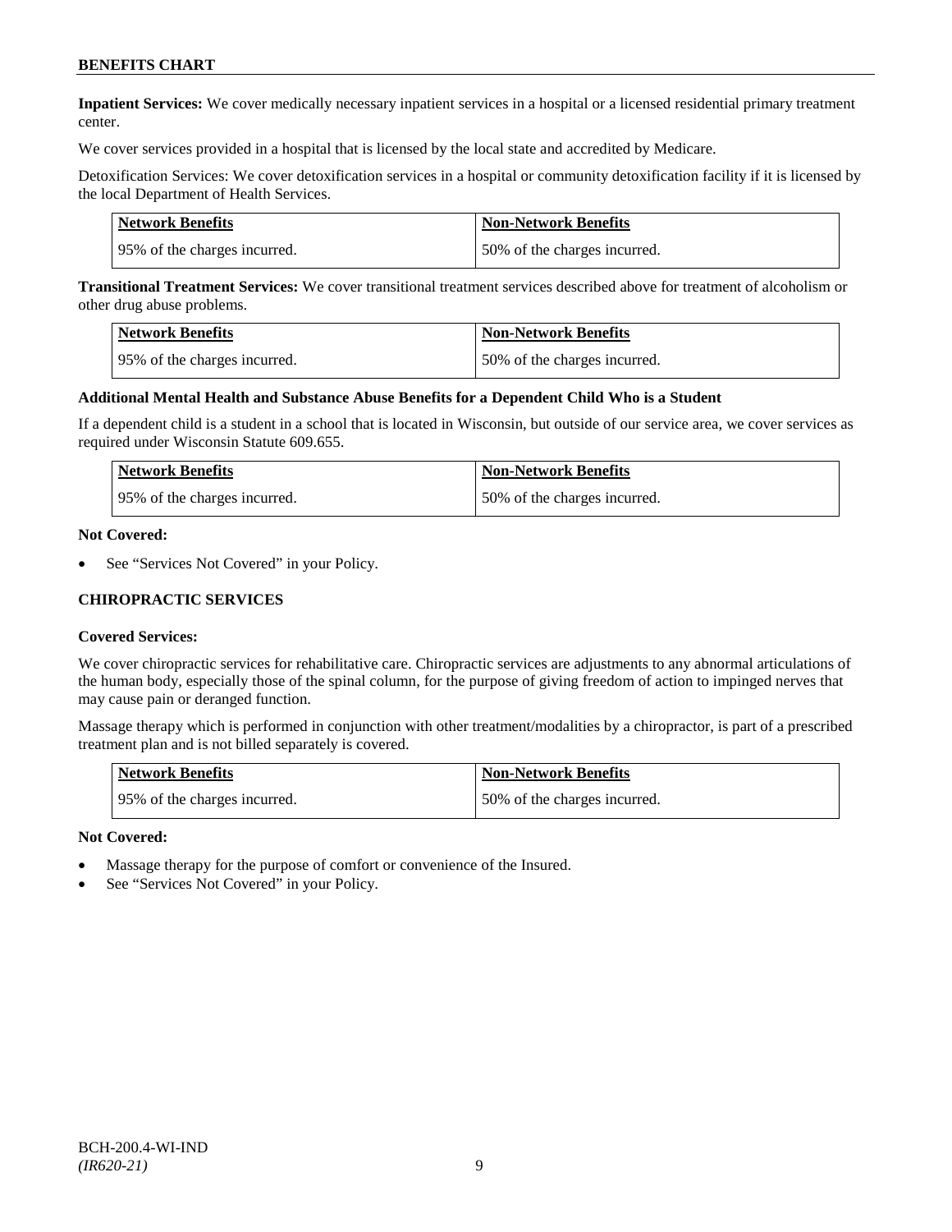**Inpatient Services:** We cover medically necessary inpatient services in a hospital or a licensed residential primary treatment center.

We cover services provided in a hospital that is licensed by the local state and accredited by Medicare.

Detoxification Services: We cover detoxification services in a hospital or community detoxification facility if it is licensed by the local Department of Health Services.

| Network Benefits | Non-Network Benefits |
|---|---|
| 95% of the charges incurred. | 50% of the charges incurred. |

**Transitional Treatment Services:** We cover transitional treatment services described above for treatment of alcoholism or other drug abuse problems.

| Network Benefits | Non-Network Benefits |
|---|---|
| 95% of the charges incurred. | 50% of the charges incurred. |

**Additional Mental Health and Substance Abuse Benefits for a Dependent Child Who is a Student**

If a dependent child is a student in a school that is located in Wisconsin, but outside of our service area, we cover services as required under Wisconsin Statute 609.655.

| Network Benefits | Non-Network Benefits |
|---|---|
| 95% of the charges incurred. | 50% of the charges incurred. |

**Not Covered:**

- See "Services Not Covered" in your Policy.

### CHIROPRACTIC SERVICES

**Covered Services:**

We cover chiropractic services for rehabilitative care. Chiropractic services are adjustments to any abnormal articulations of the human body, especially those of the spinal column, for the purpose of giving freedom of action to impinged nerves that may cause pain or deranged function.

Massage therapy which is performed in conjunction with other treatment/modalities by a chiropractor, is part of a prescribed treatment plan and is not billed separately is covered.

| Network Benefits | Non-Network Benefits |
|---|---|
| 95% of the charges incurred. | 50% of the charges incurred. |

**Not Covered:**

- Massage therapy for the purpose of comfort or convenience of the Insured.
- See "Services Not Covered" in your Policy.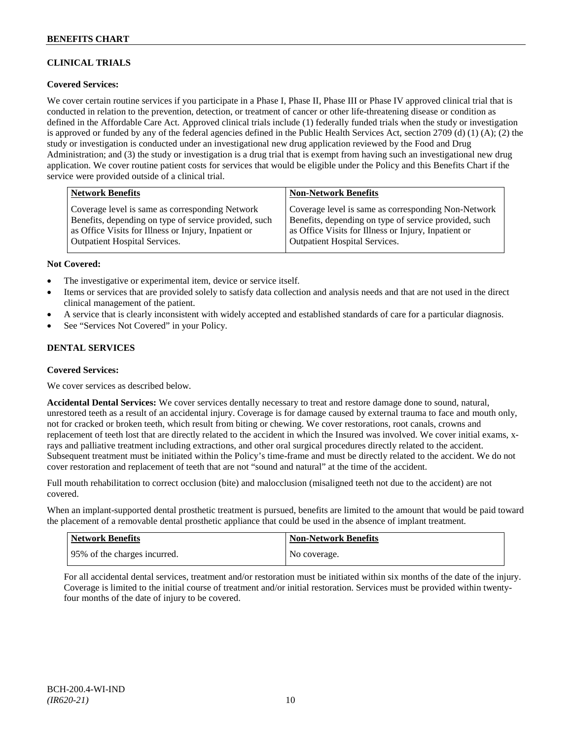## CLINICAL TRIALS

**Covered Services:**

We cover certain routine services if you participate in a Phase I, Phase II, Phase III or Phase IV approved clinical trial that is conducted in relation to the prevention, detection, or treatment of cancer or other life-threatening disease or condition as defined in the Affordable Care Act. Approved clinical trials include (1) federally funded trials when the study or investigation is approved or funded by any of the federal agencies defined in the Public Health Services Act, section 2709 (d) (1) (A); (2) the study or investigation is conducted under an investigational new drug application reviewed by the Food and Drug Administration; and (3) the study or investigation is a drug trial that is exempt from having such an investigational new drug application. We cover routine patient costs for services that would be eligible under the Policy and this Benefits Chart if the service were provided outside of a clinical trial.

| Network Benefits | Non-Network Benefits |
| --- | --- |
| Coverage level is same as corresponding Network Benefits, depending on type of service provided, such as Office Visits for Illness or Injury, Inpatient or Outpatient Hospital Services. | Coverage level is same as corresponding Non-Network Benefits, depending on type of service provided, such as Office Visits for Illness or Injury, Inpatient or Outpatient Hospital Services. |

**Not Covered:**

- The investigative or experimental item, device or service itself.
- Items or services that are provided solely to satisfy data collection and analysis needs and that are not used in the direct clinical management of the patient.
- A service that is clearly inconsistent with widely accepted and established standards of care for a particular diagnosis.
- See "Services Not Covered" in your Policy.

## DENTAL SERVICES

**Covered Services:**

We cover services as described below.

**Accidental Dental Services:** We cover services dentally necessary to treat and restore damage done to sound, natural, unrestored teeth as a result of an accidental injury. Coverage is for damage caused by external trauma to face and mouth only, not for cracked or broken teeth, which result from biting or chewing. We cover restorations, root canals, crowns and replacement of teeth lost that are directly related to the accident in which the Insured was involved. We cover initial exams, x-rays and palliative treatment including extractions, and other oral surgical procedures directly related to the accident. Subsequent treatment must be initiated within the Policy's time-frame and must be directly related to the accident. We do not cover restoration and replacement of teeth that are not "sound and natural" at the time of the accident.

Full mouth rehabilitation to correct occlusion (bite) and malocclusion (misaligned teeth not due to the accident) are not covered.

When an implant-supported dental prosthetic treatment is pursued, benefits are limited to the amount that would be paid toward the placement of a removable dental prosthetic appliance that could be used in the absence of implant treatment.

| Network Benefits | Non-Network Benefits |
| --- | --- |
| 95% of the charges incurred. | No coverage. |

For all accidental dental services, treatment and/or restoration must be initiated within six months of the date of the injury. Coverage is limited to the initial course of treatment and/or initial restoration. Services must be provided within twenty-four months of the date of injury to be covered.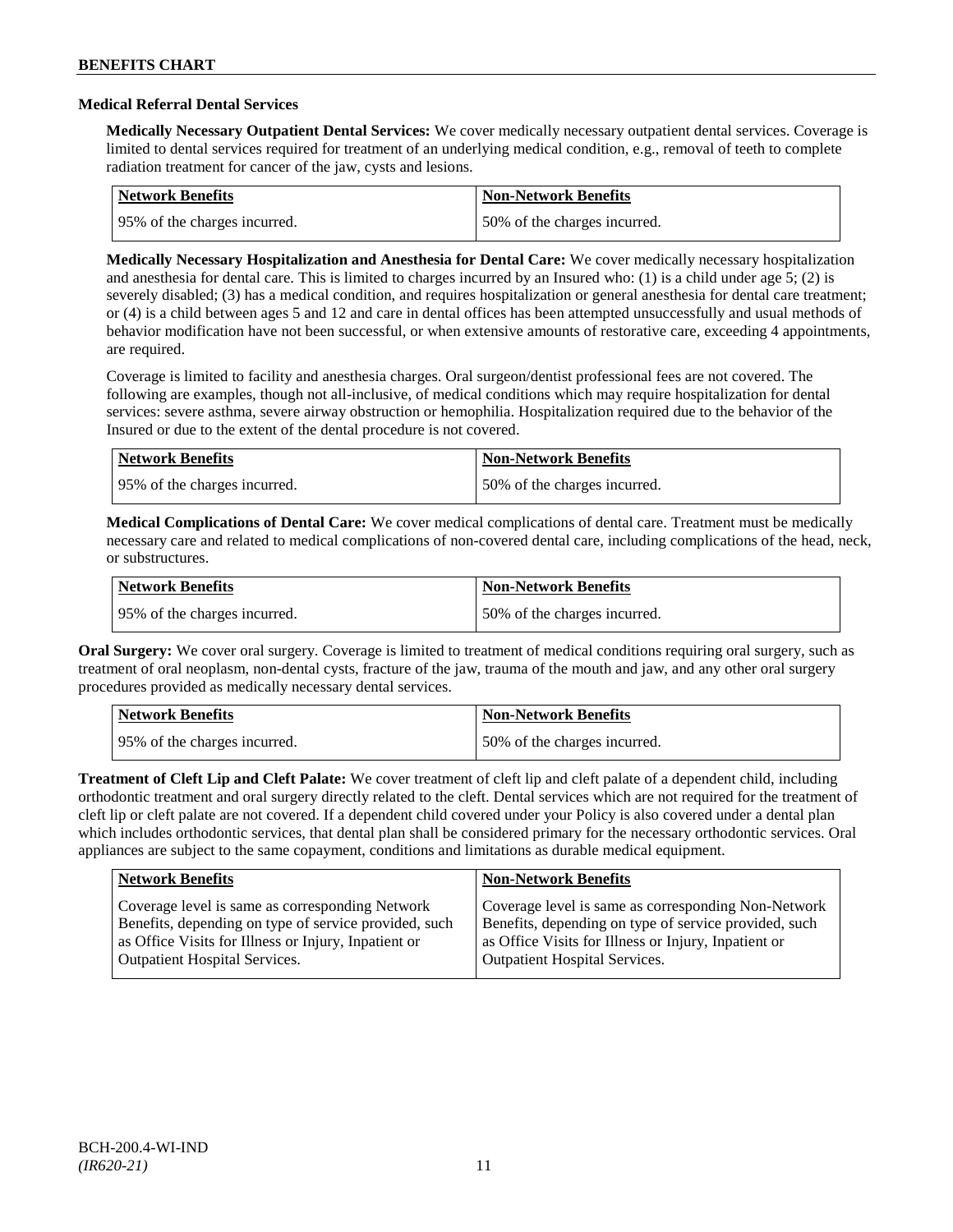## Medical Referral Dental Services

**Medically Necessary Outpatient Dental Services:** We cover medically necessary outpatient dental services. Coverage is limited to dental services required for treatment of an underlying medical condition, e.g., removal of teeth to complete radiation treatment for cancer of the jaw, cysts and lesions.

| Network Benefits | Non-Network Benefits |
|---|---|
| 95% of the charges incurred. | 50% of the charges incurred. |

**Medically Necessary Hospitalization and Anesthesia for Dental Care:** We cover medically necessary hospitalization and anesthesia for dental care. This is limited to charges incurred by an Insured who: (1) is a child under age 5; (2) is severely disabled; (3) has a medical condition, and requires hospitalization or general anesthesia for dental care treatment; or (4) is a child between ages 5 and 12 and care in dental offices has been attempted unsuccessfully and usual methods of behavior modification have not been successful, or when extensive amounts of restorative care, exceeding 4 appointments, are required.

Coverage is limited to facility and anesthesia charges. Oral surgeon/dentist professional fees are not covered. The following are examples, though not all-inclusive, of medical conditions which may require hospitalization for dental services: severe asthma, severe airway obstruction or hemophilia. Hospitalization required due to the behavior of the Insured or due to the extent of the dental procedure is not covered.

| Network Benefits | Non-Network Benefits |
|---|---|
| 95% of the charges incurred. | 50% of the charges incurred. |

**Medical Complications of Dental Care:** We cover medical complications of dental care. Treatment must be medically necessary care and related to medical complications of non-covered dental care, including complications of the head, neck, or substructures.

| Network Benefits | Non-Network Benefits |
|---|---|
| 95% of the charges incurred. | 50% of the charges incurred. |

**Oral Surgery:** We cover oral surgery. Coverage is limited to treatment of medical conditions requiring oral surgery, such as treatment of oral neoplasm, non-dental cysts, fracture of the jaw, trauma of the mouth and jaw, and any other oral surgery procedures provided as medically necessary dental services.

| Network Benefits | Non-Network Benefits |
|---|---|
| 95% of the charges incurred. | 50% of the charges incurred. |

**Treatment of Cleft Lip and Cleft Palate:** We cover treatment of cleft lip and cleft palate of a dependent child, including orthodontic treatment and oral surgery directly related to the cleft. Dental services which are not required for the treatment of cleft lip or cleft palate are not covered. If a dependent child covered under your Policy is also covered under a dental plan which includes orthodontic services, that dental plan shall be considered primary for the necessary orthodontic services. Oral appliances are subject to the same copayment, conditions and limitations as durable medical equipment.

| Network Benefits | Non-Network Benefits |
|---|---|
| Coverage level is same as corresponding Network Benefits, depending on type of service provided, such as Office Visits for Illness or Injury, Inpatient or Outpatient Hospital Services. | Coverage level is same as corresponding Non-Network Benefits, depending on type of service provided, such as Office Visits for Illness or Injury, Inpatient or Outpatient Hospital Services. |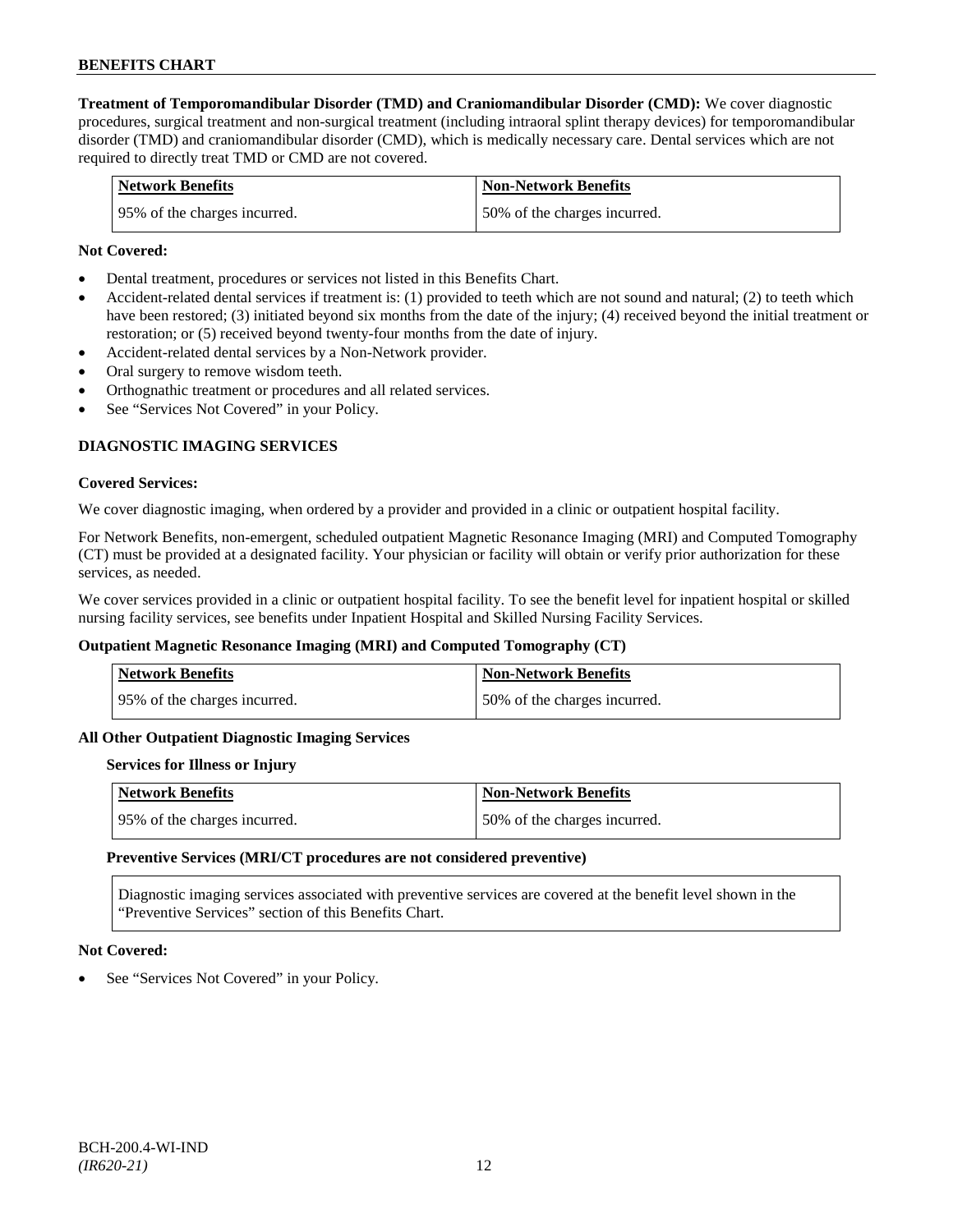**Treatment of Temporomandibular Disorder (TMD) and Craniomandibular Disorder (CMD):** We cover diagnostic procedures, surgical treatment and non-surgical treatment (including intraoral splint therapy devices) for temporomandibular disorder (TMD) and craniomandibular disorder (CMD), which is medically necessary care. Dental services which are not required to directly treat TMD or CMD are not covered.

| Network Benefits | Non-Network Benefits |
| --- | --- |
| 95% of the charges incurred. | 50% of the charges incurred. |

**Not Covered:**

- Dental treatment, procedures or services not listed in this Benefits Chart.
- Accident-related dental services if treatment is: (1) provided to teeth which are not sound and natural; (2) to teeth which have been restored; (3) initiated beyond six months from the date of the injury; (4) received beyond the initial treatment or restoration; or (5) received beyond twenty-four months from the date of injury.
- Accident-related dental services by a Non-Network provider.
- Oral surgery to remove wisdom teeth.
- Orthognathic treatment or procedures and all related services.
- See "Services Not Covered" in your Policy.

## DIAGNOSTIC IMAGING SERVICES

**Covered Services:**

We cover diagnostic imaging, when ordered by a provider and provided in a clinic or outpatient hospital facility.

For Network Benefits, non-emergent, scheduled outpatient Magnetic Resonance Imaging (MRI) and Computed Tomography (CT) must be provided at a designated facility. Your physician or facility will obtain or verify prior authorization for these services, as needed.

We cover services provided in a clinic or outpatient hospital facility. To see the benefit level for inpatient hospital or skilled nursing facility services, see benefits under Inpatient Hospital and Skilled Nursing Facility Services.

**Outpatient Magnetic Resonance Imaging (MRI) and Computed Tomography (CT)**

| Network Benefits | Non-Network Benefits |
| --- | --- |
| 95% of the charges incurred. | 50% of the charges incurred. |

**All Other Outpatient Diagnostic Imaging Services**

**Services for Illness or Injury**

| Network Benefits | Non-Network Benefits |
| --- | --- |
| 95% of the charges incurred. | 50% of the charges incurred. |

**Preventive Services (MRI/CT procedures are not considered preventive)**

Diagnostic imaging services associated with preventive services are covered at the benefit level shown in the "Preventive Services" section of this Benefits Chart.

**Not Covered:**

- See "Services Not Covered" in your Policy.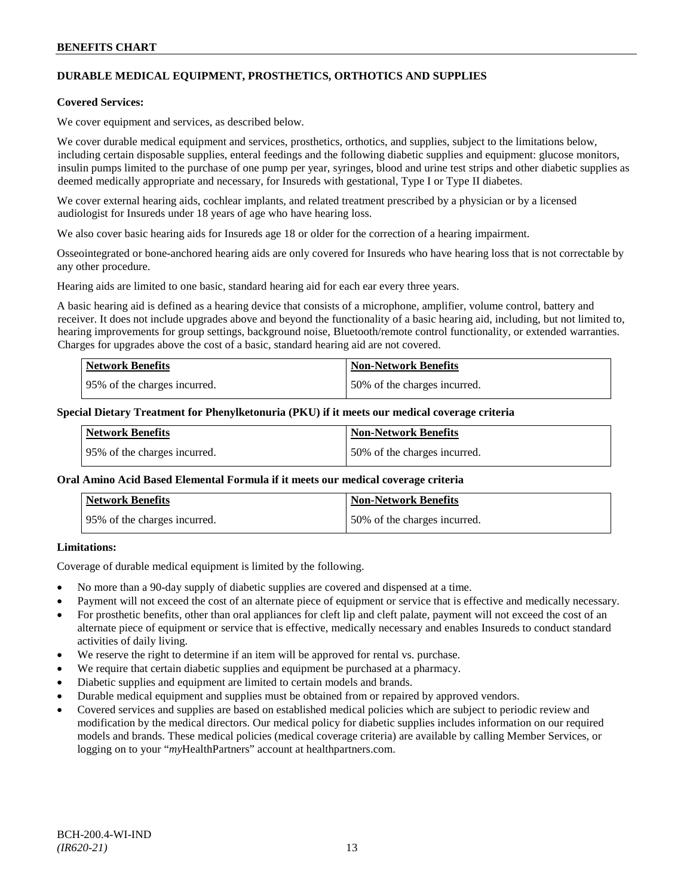## DURABLE MEDICAL EQUIPMENT, PROSTHETICS, ORTHOTICS AND SUPPLIES

**Covered Services:**

We cover equipment and services, as described below.

We cover durable medical equipment and services, prosthetics, orthotics, and supplies, subject to the limitations below, including certain disposable supplies, enteral feedings and the following diabetic supplies and equipment: glucose monitors, insulin pumps limited to the purchase of one pump per year, syringes, blood and urine test strips and other diabetic supplies as deemed medically appropriate and necessary, for Insureds with gestational, Type I or Type II diabetes.

We cover external hearing aids, cochlear implants, and related treatment prescribed by a physician or by a licensed audiologist for Insureds under 18 years of age who have hearing loss.

We also cover basic hearing aids for Insureds age 18 or older for the correction of a hearing impairment.

Osseointegrated or bone-anchored hearing aids are only covered for Insureds who have hearing loss that is not correctable by any other procedure.

Hearing aids are limited to one basic, standard hearing aid for each ear every three years.

A basic hearing aid is defined as a hearing device that consists of a microphone, amplifier, volume control, battery and receiver. It does not include upgrades above and beyond the functionality of a basic hearing aid, including, but not limited to, hearing improvements for group settings, background noise, Bluetooth/remote control functionality, or extended warranties. Charges for upgrades above the cost of a basic, standard hearing aid are not covered.

| Network Benefits | Non-Network Benefits |
|---|---|
| 95% of the charges incurred. | 50% of the charges incurred. |

**Special Dietary Treatment for Phenylketonuria (PKU) if it meets our medical coverage criteria**

| Network Benefits | Non-Network Benefits |
|---|---|
| 95% of the charges incurred. | 50% of the charges incurred. |

**Oral Amino Acid Based Elemental Formula if it meets our medical coverage criteria**

| Network Benefits | Non-Network Benefits |
|---|---|
| 95% of the charges incurred. | 50% of the charges incurred. |

**Limitations:**

Coverage of durable medical equipment is limited by the following.

- No more than a 90-day supply of diabetic supplies are covered and dispensed at a time.
- Payment will not exceed the cost of an alternate piece of equipment or service that is effective and medically necessary.
- For prosthetic benefits, other than oral appliances for cleft lip and cleft palate, payment will not exceed the cost of an alternate piece of equipment or service that is effective, medically necessary and enables Insureds to conduct standard activities of daily living.
- We reserve the right to determine if an item will be approved for rental vs. purchase.
- We require that certain diabetic supplies and equipment be purchased at a pharmacy.
- Diabetic supplies and equipment are limited to certain models and brands.
- Durable medical equipment and supplies must be obtained from or repaired by approved vendors.
- Covered services and supplies are based on established medical policies which are subject to periodic review and modification by the medical directors. Our medical policy for diabetic supplies includes information on our required models and brands. These medical policies (medical coverage criteria) are available by calling Member Services, or logging on to your "*my*HealthPartners" account at healthpartners.com.

BCH-200.4-WI-IND
*(IR620-21)*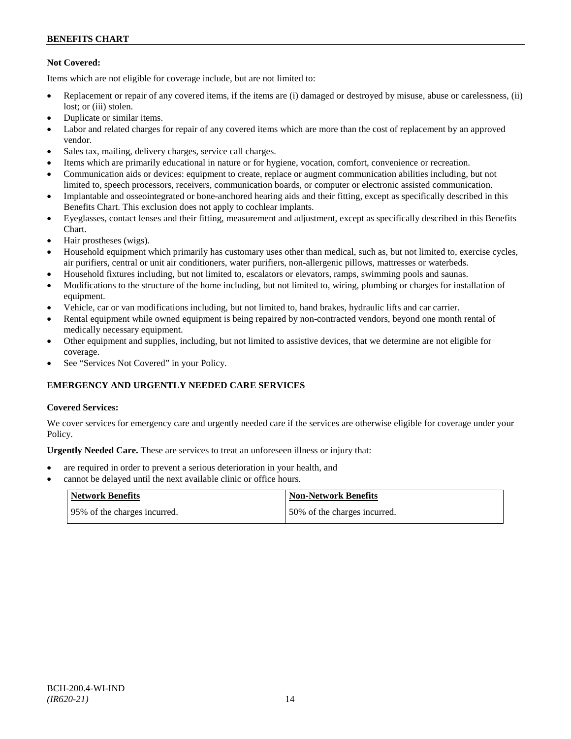**Not Covered:**

Items which are not eligible for coverage include, but are not limited to:

- Replacement or repair of any covered items, if the items are (i) damaged or destroyed by misuse, abuse or carelessness, (ii) lost; or (iii) stolen.
- Duplicate or similar items.
- Labor and related charges for repair of any covered items which are more than the cost of replacement by an approved vendor.
- Sales tax, mailing, delivery charges, service call charges.
- Items which are primarily educational in nature or for hygiene, vocation, comfort, convenience or recreation.
- Communication aids or devices: equipment to create, replace or augment communication abilities including, but not limited to, speech processors, receivers, communication boards, or computer or electronic assisted communication.
- Implantable and osseointegrated or bone-anchored hearing aids and their fitting, except as specifically described in this Benefits Chart. This exclusion does not apply to cochlear implants.
- Eyeglasses, contact lenses and their fitting, measurement and adjustment, except as specifically described in this Benefits Chart.
- Hair prostheses (wigs).
- Household equipment which primarily has customary uses other than medical, such as, but not limited to, exercise cycles, air purifiers, central or unit air conditioners, water purifiers, non-allergenic pillows, mattresses or waterbeds.
- Household fixtures including, but not limited to, escalators or elevators, ramps, swimming pools and saunas.
- Modifications to the structure of the home including, but not limited to, wiring, plumbing or charges for installation of equipment.
- Vehicle, car or van modifications including, but not limited to, hand brakes, hydraulic lifts and car carrier.
- Rental equipment while owned equipment is being repaired by non-contracted vendors, beyond one month rental of medically necessary equipment.
- Other equipment and supplies, including, but not limited to assistive devices, that we determine are not eligible for coverage.
- See "Services Not Covered" in your Policy.

## EMERGENCY AND URGENTLY NEEDED CARE SERVICES

**Covered Services:**

We cover services for emergency care and urgently needed care if the services are otherwise eligible for coverage under your Policy.

**Urgently Needed Care.** These are services to treat an unforeseen illness or injury that:

- are required in order to prevent a serious deterioration in your health, and
- cannot be delayed until the next available clinic or office hours.

| Network Benefits | Non-Network Benefits |
|---|---|
| 95% of the charges incurred. | 50% of the charges incurred. |

BCH-200.4-WI-IND
*(IR620-21)*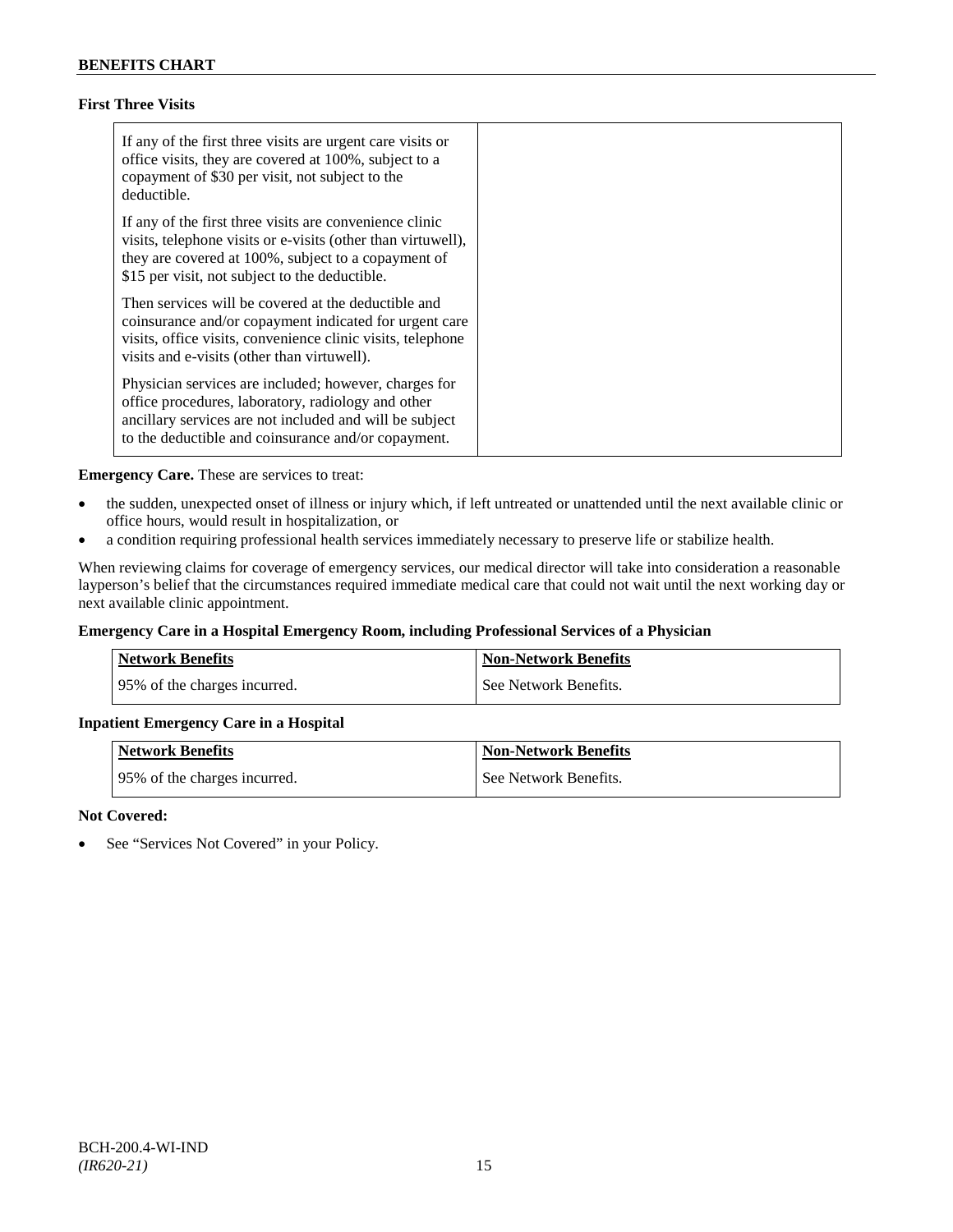### First Three Visits

| | |
|---|---|
| If any of the first three visits are urgent care visits or office visits, they are covered at 100%, subject to a copayment of $30 per visit, not subject to the deductible.<br><br>If any of the first three visits are convenience clinic visits, telephone visits or e-visits (other than virtuwell), they are covered at 100%, subject to a copayment of $15 per visit, not subject to the deductible.<br><br>Then services will be covered at the deductible and coinsurance and/or copayment indicated for urgent care visits, office visits, convenience clinic visits, telephone visits and e-visits (other than virtuwell).<br><br>Physician services are included; however, charges for office procedures, laboratory, radiology and other ancillary services are not included and will be subject to the deductible and coinsurance and/or copayment. | |

**Emergency Care.** These are services to treat:

- the sudden, unexpected onset of illness or injury which, if left untreated or unattended until the next available clinic or office hours, would result in hospitalization, or
- a condition requiring professional health services immediately necessary to preserve life or stabilize health.

When reviewing claims for coverage of emergency services, our medical director will take into consideration a reasonable layperson's belief that the circumstances required immediate medical care that could not wait until the next working day or next available clinic appointment.

### Emergency Care in a Hospital Emergency Room, including Professional Services of a Physician

| Network Benefits | Non-Network Benefits |
|---|---|
| 95% of the charges incurred. | See Network Benefits. |

### Inpatient Emergency Care in a Hospital

| Network Benefits | Non-Network Benefits |
|---|---|
| 95% of the charges incurred. | See Network Benefits. |

**Not Covered:**

- See "Services Not Covered" in your Policy.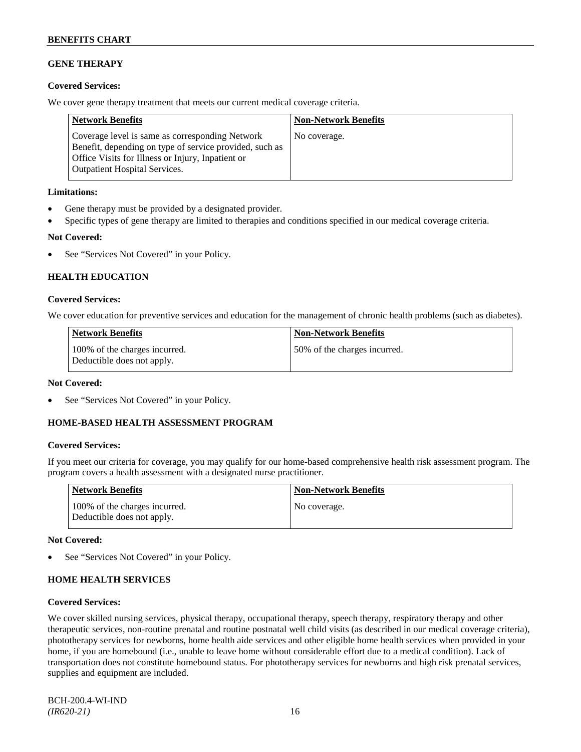## GENE THERAPY

**Covered Services:**

We cover gene therapy treatment that meets our current medical coverage criteria.

| Network Benefits | Non-Network Benefits |
| --- | --- |
| Coverage level is same as corresponding Network Benefit, depending on type of service provided, such as Office Visits for Illness or Injury, Inpatient or Outpatient Hospital Services. | No coverage. |

**Limitations:**

- Gene therapy must be provided by a designated provider.
- Specific types of gene therapy are limited to therapies and conditions specified in our medical coverage criteria.

**Not Covered:**

- See "Services Not Covered" in your Policy.

## HEALTH EDUCATION

**Covered Services:**

We cover education for preventive services and education for the management of chronic health problems (such as diabetes).

| Network Benefits | Non-Network Benefits |
| --- | --- |
| 100% of the charges incurred. Deductible does not apply. | 50% of the charges incurred. |

**Not Covered:**

- See "Services Not Covered" in your Policy.

## HOME-BASED HEALTH ASSESSMENT PROGRAM

**Covered Services:**

If you meet our criteria for coverage, you may qualify for our home-based comprehensive health risk assessment program. The program covers a health assessment with a designated nurse practitioner.

| Network Benefits | Non-Network Benefits |
| --- | --- |
| 100% of the charges incurred. Deductible does not apply. | No coverage. |

**Not Covered:**

- See "Services Not Covered" in your Policy.

## HOME HEALTH SERVICES

**Covered Services:**

We cover skilled nursing services, physical therapy, occupational therapy, speech therapy, respiratory therapy and other therapeutic services, non-routine prenatal and routine postnatal well child visits (as described in our medical coverage criteria), phototherapy services for newborns, home health aide services and other eligible home health services when provided in your home, if you are homebound (i.e., unable to leave home without considerable effort due to a medical condition). Lack of transportation does not constitute homebound status. For phototherapy services for newborns and high risk prenatal services, supplies and equipment are included.

BCH-200.4-WI-IND
*(IR620-21)*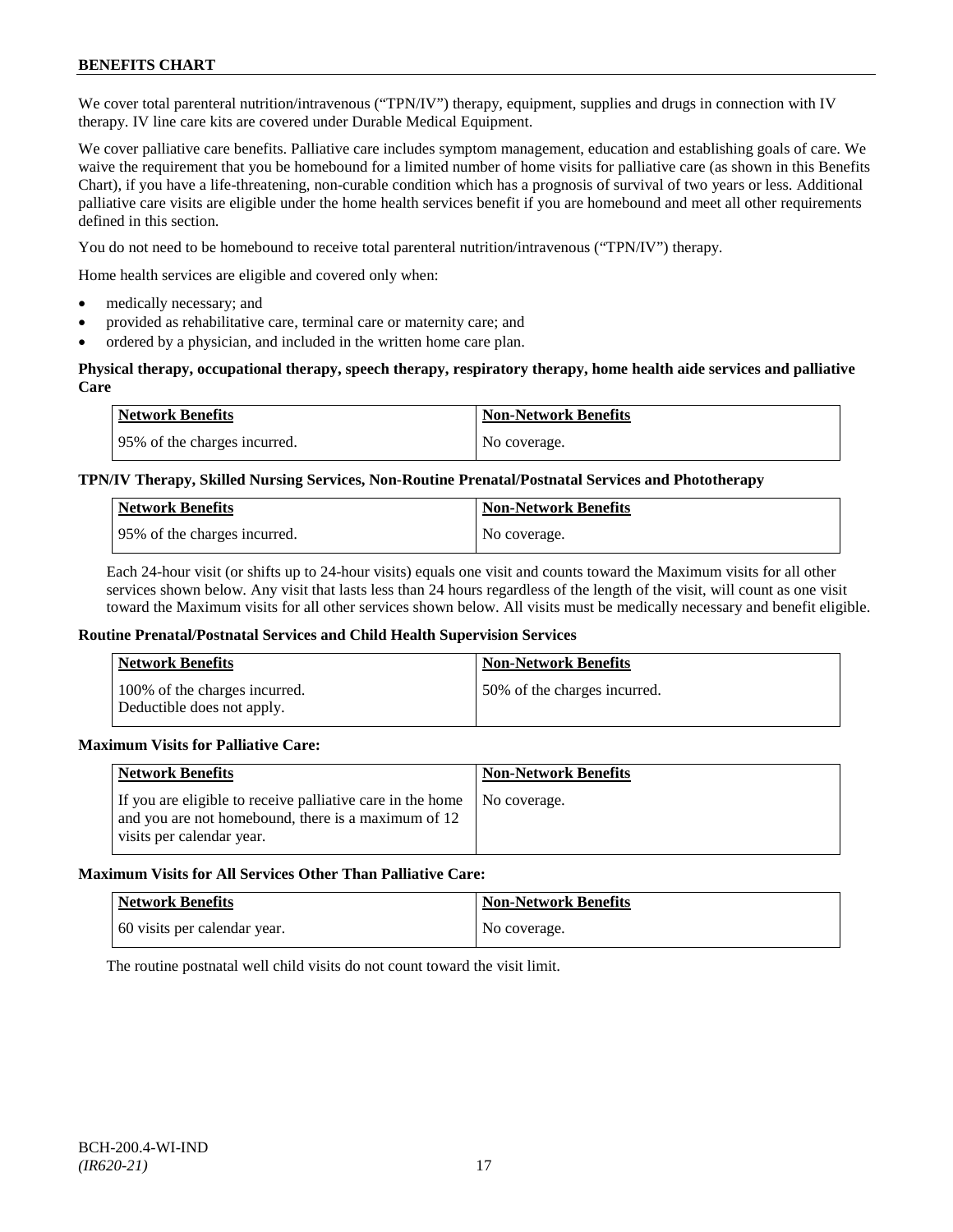We cover total parenteral nutrition/intravenous ("TPN/IV") therapy, equipment, supplies and drugs in connection with IV therapy. IV line care kits are covered under Durable Medical Equipment.

We cover palliative care benefits. Palliative care includes symptom management, education and establishing goals of care. We waive the requirement that you be homebound for a limited number of home visits for palliative care (as shown in this Benefits Chart), if you have a life-threatening, non-curable condition which has a prognosis of survival of two years or less. Additional palliative care visits are eligible under the home health services benefit if you are homebound and meet all other requirements defined in this section.

You do not need to be homebound to receive total parenteral nutrition/intravenous ("TPN/IV") therapy.

Home health services are eligible and covered only when:

- medically necessary; and
- provided as rehabilitative care, terminal care or maternity care; and
- ordered by a physician, and included in the written home care plan.

**Physical therapy, occupational therapy, speech therapy, respiratory therapy, home health aide services and palliative Care**

| Network Benefits | Non-Network Benefits |
|---|---|
| 95% of the charges incurred. | No coverage. |

**TPN/IV Therapy, Skilled Nursing Services, Non-Routine Prenatal/Postnatal Services and Phototherapy**

| Network Benefits | Non-Network Benefits |
|---|---|
| 95% of the charges incurred. | No coverage. |

Each 24-hour visit (or shifts up to 24-hour visits) equals one visit and counts toward the Maximum visits for all other services shown below. Any visit that lasts less than 24 hours regardless of the length of the visit, will count as one visit toward the Maximum visits for all other services shown below. All visits must be medically necessary and benefit eligible.

**Routine Prenatal/Postnatal Services and Child Health Supervision Services**

| Network Benefits | Non-Network Benefits |
|---|---|
| 100% of the charges incurred. Deductible does not apply. | 50% of the charges incurred. |

**Maximum Visits for Palliative Care:**

| Network Benefits | Non-Network Benefits |
|---|---|
| If you are eligible to receive palliative care in the home and you are not homebound, there is a maximum of 12 visits per calendar year. | No coverage. |

**Maximum Visits for All Services Other Than Palliative Care:**

| Network Benefits | Non-Network Benefits |
|---|---|
| 60 visits per calendar year. | No coverage. |

The routine postnatal well child visits do not count toward the visit limit.

BCH-200.4-WI-IND
*(IR620-21)*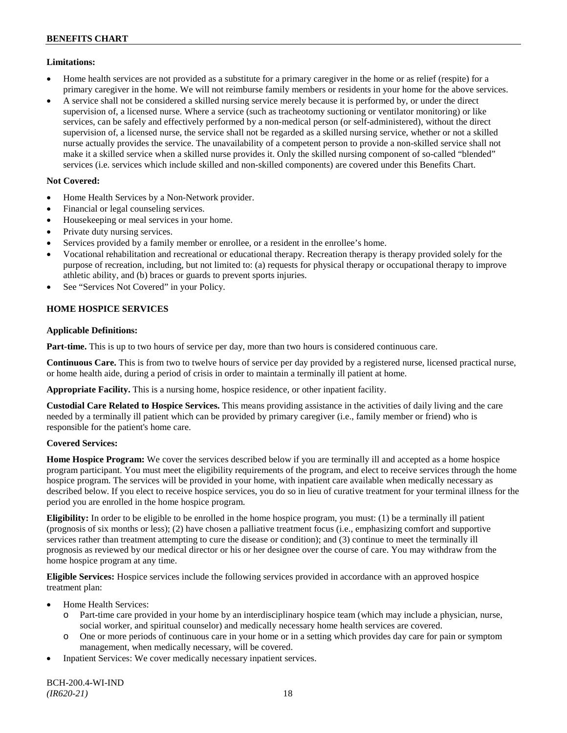**Limitations:**

- Home health services are not provided as a substitute for a primary caregiver in the home or as relief (respite) for a primary caregiver in the home. We will not reimburse family members or residents in your home for the above services.
- A service shall not be considered a skilled nursing service merely because it is performed by, or under the direct supervision of, a licensed nurse. Where a service (such as tracheotomy suctioning or ventilator monitoring) or like services, can be safely and effectively performed by a non-medical person (or self-administered), without the direct supervision of, a licensed nurse, the service shall not be regarded as a skilled nursing service, whether or not a skilled nurse actually provides the service. The unavailability of a competent person to provide a non-skilled service shall not make it a skilled service when a skilled nurse provides it. Only the skilled nursing component of so-called "blended" services (i.e. services which include skilled and non-skilled components) are covered under this Benefits Chart.

**Not Covered:**

- Home Health Services by a Non-Network provider.
- Financial or legal counseling services.
- Housekeeping or meal services in your home.
- Private duty nursing services.
- Services provided by a family member or enrollee, or a resident in the enrollee's home.
- Vocational rehabilitation and recreational or educational therapy. Recreation therapy is therapy provided solely for the purpose of recreation, including, but not limited to: (a) requests for physical therapy or occupational therapy to improve athletic ability, and (b) braces or guards to prevent sports injuries.
- See "Services Not Covered" in your Policy.

## HOME HOSPICE SERVICES

**Applicable Definitions:**

**Part-time.** This is up to two hours of service per day, more than two hours is considered continuous care.

**Continuous Care.** This is from two to twelve hours of service per day provided by a registered nurse, licensed practical nurse, or home health aide, during a period of crisis in order to maintain a terminally ill patient at home.

**Appropriate Facility.** This is a nursing home, hospice residence, or other inpatient facility.

**Custodial Care Related to Hospice Services.** This means providing assistance in the activities of daily living and the care needed by a terminally ill patient which can be provided by primary caregiver (i.e., family member or friend) who is responsible for the patient's home care.

**Covered Services:**

**Home Hospice Program:** We cover the services described below if you are terminally ill and accepted as a home hospice program participant. You must meet the eligibility requirements of the program, and elect to receive services through the home hospice program. The services will be provided in your home, with inpatient care available when medically necessary as described below. If you elect to receive hospice services, you do so in lieu of curative treatment for your terminal illness for the period you are enrolled in the home hospice program.

**Eligibility:** In order to be eligible to be enrolled in the home hospice program, you must: (1) be a terminally ill patient (prognosis of six months or less); (2) have chosen a palliative treatment focus (i.e., emphasizing comfort and supportive services rather than treatment attempting to cure the disease or condition); and (3) continue to meet the terminally ill prognosis as reviewed by our medical director or his or her designee over the course of care. You may withdraw from the home hospice program at any time.

**Eligible Services:** Hospice services include the following services provided in accordance with an approved hospice treatment plan:

- Home Health Services:
  - Part-time care provided in your home by an interdisciplinary hospice team (which may include a physician, nurse, social worker, and spiritual counselor) and medically necessary home health services are covered.
  - One or more periods of continuous care in your home or in a setting which provides day care for pain or symptom management, when medically necessary, will be covered.
- Inpatient Services: We cover medically necessary inpatient services.

BCH-200.4-WI-IND
*(IR620-21)*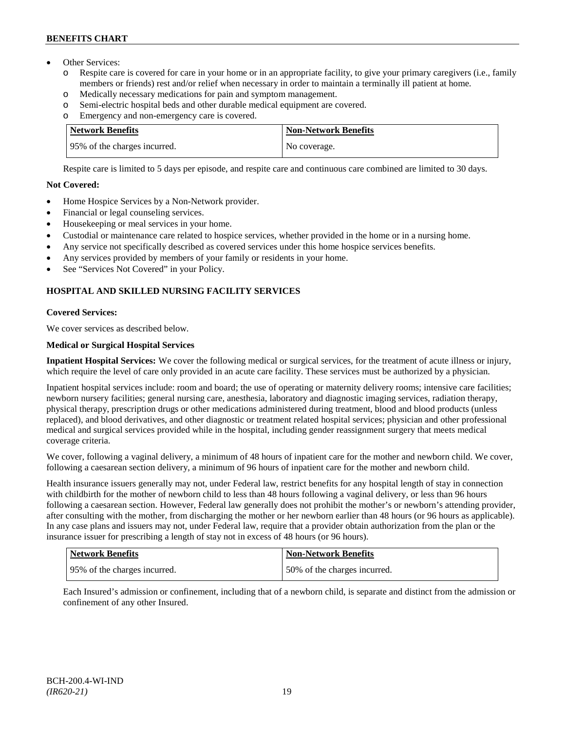- Other Services:
  - Respite care is covered for care in your home or in an appropriate facility, to give your primary caregivers (i.e., family members or friends) rest and/or relief when necessary in order to maintain a terminally ill patient at home.
  - Medically necessary medications for pain and symptom management.
  - Semi-electric hospital beds and other durable medical equipment are covered.
  - Emergency and non-emergency care is covered.

| Network Benefits | Non-Network Benefits |
|---|---|
| 95% of the charges incurred. | No coverage. |

Respite care is limited to 5 days per episode, and respite care and continuous care combined are limited to 30 days.

**Not Covered:**

- Home Hospice Services by a Non-Network provider.
- Financial or legal counseling services.
- Housekeeping or meal services in your home.
- Custodial or maintenance care related to hospice services, whether provided in the home or in a nursing home.
- Any service not specifically described as covered services under this home hospice services benefits.
- Any services provided by members of your family or residents in your home.
- See "Services Not Covered" in your Policy.

## HOSPITAL AND SKILLED NURSING FACILITY SERVICES

**Covered Services:**

We cover services as described below.

**Medical or Surgical Hospital Services**

**Inpatient Hospital Services:** We cover the following medical or surgical services, for the treatment of acute illness or injury, which require the level of care only provided in an acute care facility. These services must be authorized by a physician.

Inpatient hospital services include: room and board; the use of operating or maternity delivery rooms; intensive care facilities; newborn nursery facilities; general nursing care, anesthesia, laboratory and diagnostic imaging services, radiation therapy, physical therapy, prescription drugs or other medications administered during treatment, blood and blood products (unless replaced), and blood derivatives, and other diagnostic or treatment related hospital services; physician and other professional medical and surgical services provided while in the hospital, including gender reassignment surgery that meets medical coverage criteria.

We cover, following a vaginal delivery, a minimum of 48 hours of inpatient care for the mother and newborn child. We cover, following a caesarean section delivery, a minimum of 96 hours of inpatient care for the mother and newborn child.

Health insurance issuers generally may not, under Federal law, restrict benefits for any hospital length of stay in connection with childbirth for the mother of newborn child to less than 48 hours following a vaginal delivery, or less than 96 hours following a caesarean section. However, Federal law generally does not prohibit the mother's or newborn's attending provider, after consulting with the mother, from discharging the mother or her newborn earlier than 48 hours (or 96 hours as applicable). In any case plans and issuers may not, under Federal law, require that a provider obtain authorization from the plan or the insurance issuer for prescribing a length of stay not in excess of 48 hours (or 96 hours).

| Network Benefits | Non-Network Benefits |
|---|---|
| 95% of the charges incurred. | 50% of the charges incurred. |

Each Insured's admission or confinement, including that of a newborn child, is separate and distinct from the admission or confinement of any other Insured.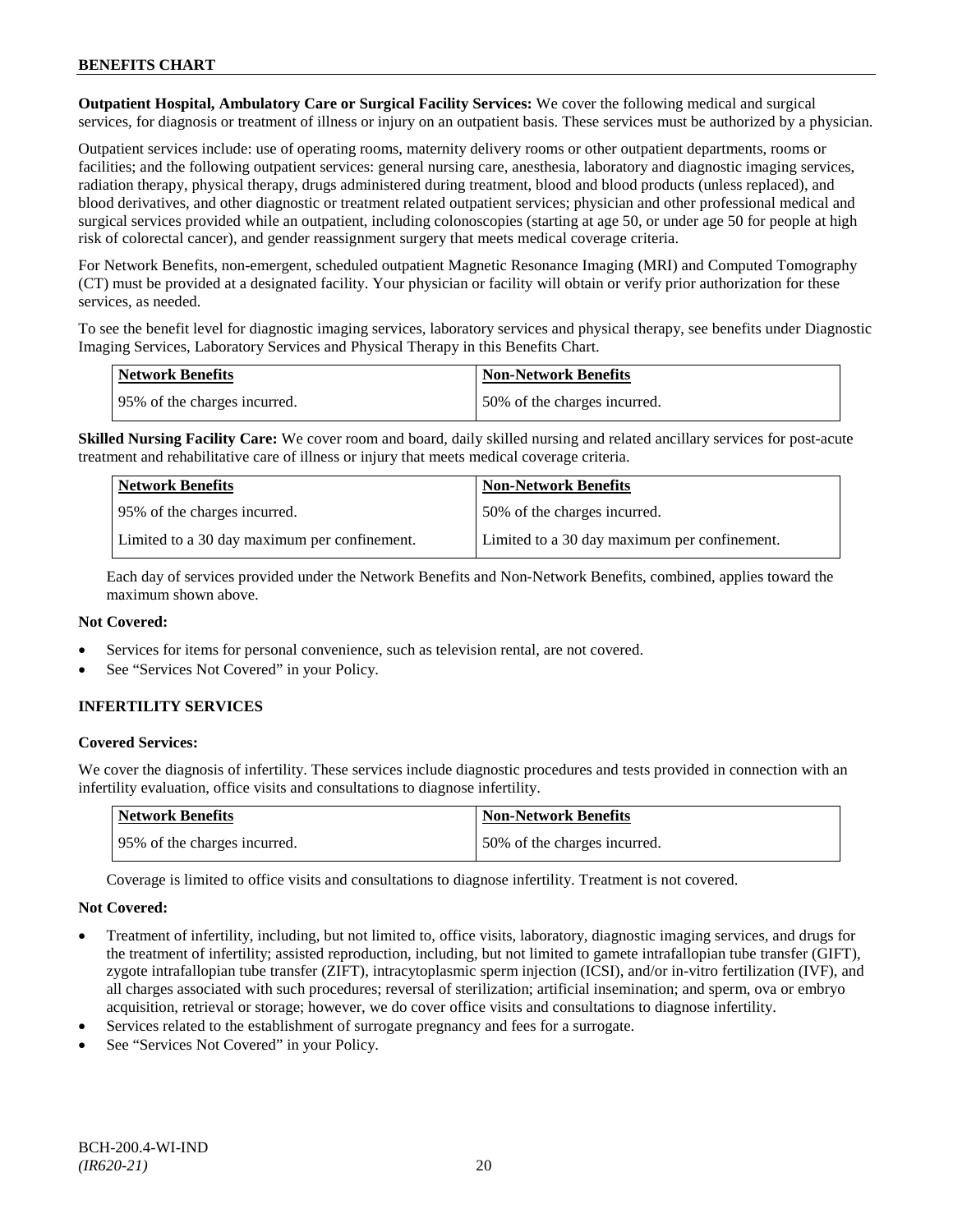**Outpatient Hospital, Ambulatory Care or Surgical Facility Services:** We cover the following medical and surgical services, for diagnosis or treatment of illness or injury on an outpatient basis. These services must be authorized by a physician.

Outpatient services include: use of operating rooms, maternity delivery rooms or other outpatient departments, rooms or facilities; and the following outpatient services: general nursing care, anesthesia, laboratory and diagnostic imaging services, radiation therapy, physical therapy, drugs administered during treatment, blood and blood products (unless replaced), and blood derivatives, and other diagnostic or treatment related outpatient services; physician and other professional medical and surgical services provided while an outpatient, including colonoscopies (starting at age 50, or under age 50 for people at high risk of colorectal cancer), and gender reassignment surgery that meets medical coverage criteria.

For Network Benefits, non-emergent, scheduled outpatient Magnetic Resonance Imaging (MRI) and Computed Tomography (CT) must be provided at a designated facility. Your physician or facility will obtain or verify prior authorization for these services, as needed.

To see the benefit level for diagnostic imaging services, laboratory services and physical therapy, see benefits under Diagnostic Imaging Services, Laboratory Services and Physical Therapy in this Benefits Chart.

| Network Benefits | Non-Network Benefits |
|---|---|
| 95% of the charges incurred. | 50% of the charges incurred. |

**Skilled Nursing Facility Care:** We cover room and board, daily skilled nursing and related ancillary services for post-acute treatment and rehabilitative care of illness or injury that meets medical coverage criteria.

| Network Benefits | Non-Network Benefits |
|---|---|
| 95% of the charges incurred. | 50% of the charges incurred. |
| Limited to a 30 day maximum per confinement. | Limited to a 30 day maximum per confinement. |

Each day of services provided under the Network Benefits and Non-Network Benefits, combined, applies toward the maximum shown above.

**Not Covered:**

- Services for items for personal convenience, such as television rental, are not covered.
- See "Services Not Covered" in your Policy.

## INFERTILITY SERVICES

**Covered Services:**

We cover the diagnosis of infertility. These services include diagnostic procedures and tests provided in connection with an infertility evaluation, office visits and consultations to diagnose infertility.

| Network Benefits | Non-Network Benefits |
|---|---|
| 95% of the charges incurred. | 50% of the charges incurred. |

Coverage is limited to office visits and consultations to diagnose infertility. Treatment is not covered.

**Not Covered:**

- Treatment of infertility, including, but not limited to, office visits, laboratory, diagnostic imaging services, and drugs for the treatment of infertility; assisted reproduction, including, but not limited to gamete intrafallopian tube transfer (GIFT), zygote intrafallopian tube transfer (ZIFT), intracytoplasmic sperm injection (ICSI), and/or in-vitro fertilization (IVF), and all charges associated with such procedures; reversal of sterilization; artificial insemination; and sperm, ova or embryo acquisition, retrieval or storage; however, we do cover office visits and consultations to diagnose infertility.
- Services related to the establishment of surrogate pregnancy and fees for a surrogate.
- See "Services Not Covered" in your Policy.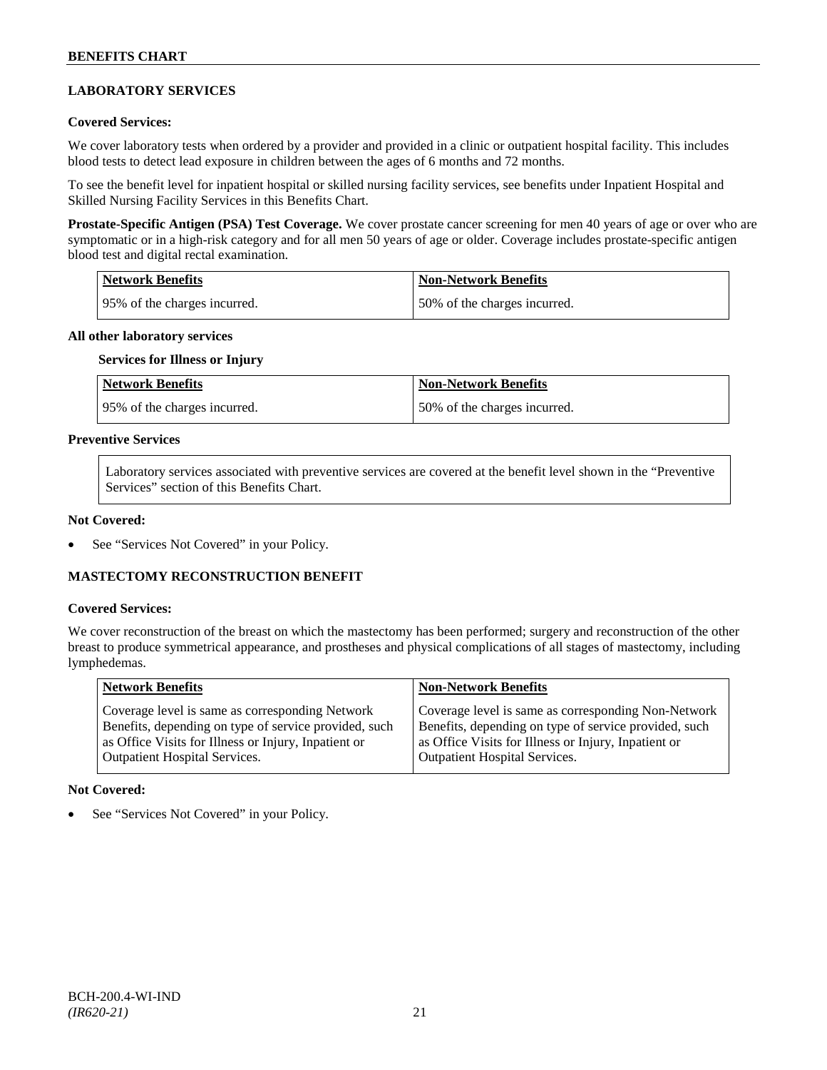## LABORATORY SERVICES

**Covered Services:**

We cover laboratory tests when ordered by a provider and provided in a clinic or outpatient hospital facility. This includes blood tests to detect lead exposure in children between the ages of 6 months and 72 months.

To see the benefit level for inpatient hospital or skilled nursing facility services, see benefits under Inpatient Hospital and Skilled Nursing Facility Services in this Benefits Chart.

**Prostate-Specific Antigen (PSA) Test Coverage.** We cover prostate cancer screening for men 40 years of age or over who are symptomatic or in a high-risk category and for all men 50 years of age or older. Coverage includes prostate-specific antigen blood test and digital rectal examination.

| Network Benefits | Non-Network Benefits |
|---|---|
| 95% of the charges incurred. | 50% of the charges incurred. |

**All other laboratory services**

**Services for Illness or Injury**

| Network Benefits | Non-Network Benefits |
|---|---|
| 95% of the charges incurred. | 50% of the charges incurred. |

**Preventive Services**

Laboratory services associated with preventive services are covered at the benefit level shown in the "Preventive Services" section of this Benefits Chart.

**Not Covered:**

- See "Services Not Covered" in your Policy.

## MASTECTOMY RECONSTRUCTION BENEFIT

**Covered Services:**

We cover reconstruction of the breast on which the mastectomy has been performed; surgery and reconstruction of the other breast to produce symmetrical appearance, and prostheses and physical complications of all stages of mastectomy, including lymphedemas.

| Network Benefits | Non-Network Benefits |
|---|---|
| Coverage level is same as corresponding Network Benefits, depending on type of service provided, such as Office Visits for Illness or Injury, Inpatient or Outpatient Hospital Services. | Coverage level is same as corresponding Non-Network Benefits, depending on type of service provided, such as Office Visits for Illness or Injury, Inpatient or Outpatient Hospital Services. |

**Not Covered:**

- See "Services Not Covered" in your Policy.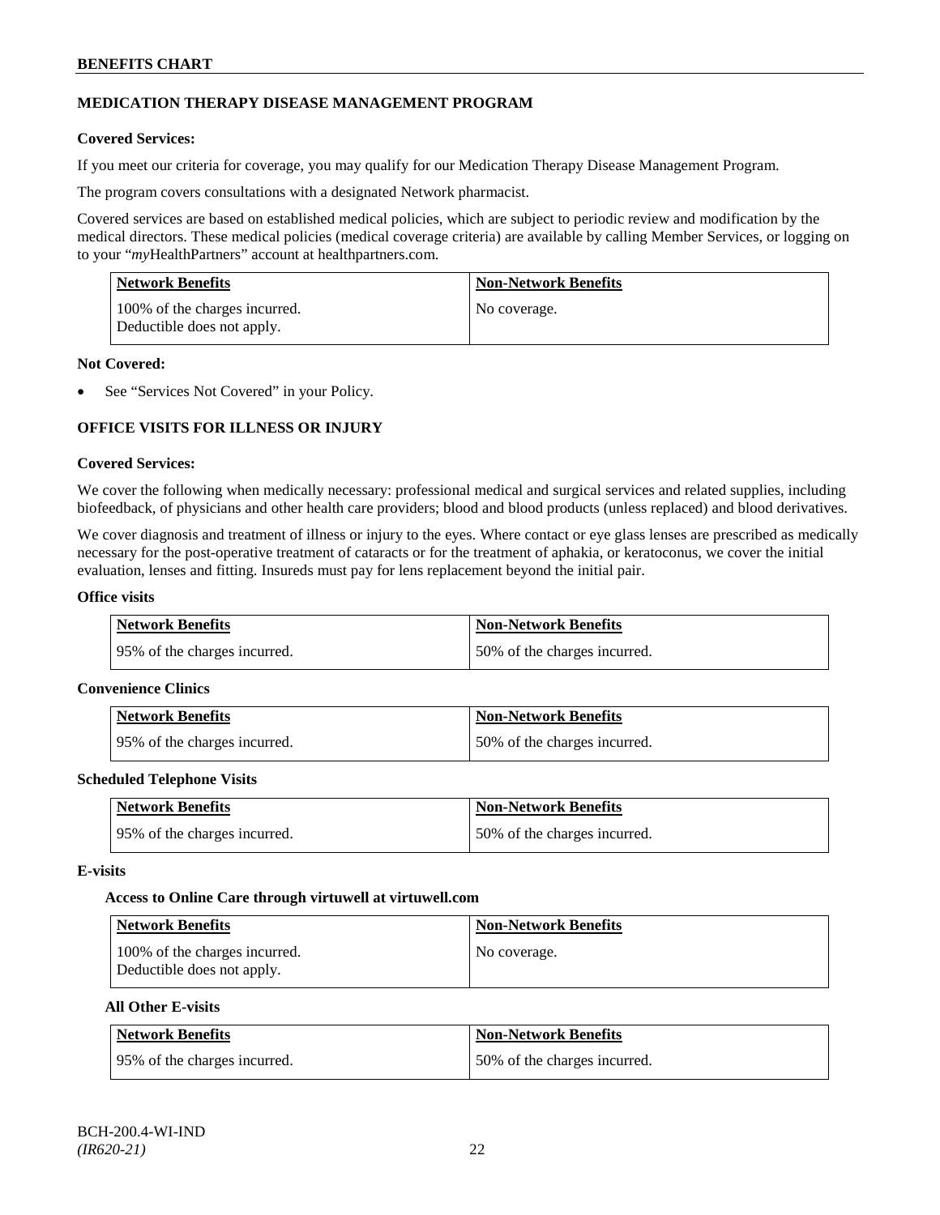## MEDICATION THERAPY DISEASE MANAGEMENT PROGRAM

**Covered Services:**

If you meet our criteria for coverage, you may qualify for our Medication Therapy Disease Management Program.

The program covers consultations with a designated Network pharmacist.

Covered services are based on established medical policies, which are subject to periodic review and modification by the medical directors. These medical policies (medical coverage criteria) are available by calling Member Services, or logging on to your "*my*HealthPartners" account at healthpartners.com.

| Network Benefits | Non-Network Benefits |
|---|---|
| 100% of the charges incurred. Deductible does not apply. | No coverage. |

**Not Covered:**

- See "Services Not Covered" in your Policy.

## OFFICE VISITS FOR ILLNESS OR INJURY

**Covered Services:**

We cover the following when medically necessary: professional medical and surgical services and related supplies, including biofeedback, of physicians and other health care providers; blood and blood products (unless replaced) and blood derivatives.

We cover diagnosis and treatment of illness or injury to the eyes. Where contact or eye glass lenses are prescribed as medically necessary for the post-operative treatment of cataracts or for the treatment of aphakia, or keratoconus, we cover the initial evaluation, lenses and fitting. Insureds must pay for lens replacement beyond the initial pair.

**Office visits**

| Network Benefits | Non-Network Benefits |
|---|---|
| 95% of the charges incurred. | 50% of the charges incurred. |

**Convenience Clinics**

| Network Benefits | Non-Network Benefits |
|---|---|
| 95% of the charges incurred. | 50% of the charges incurred. |

**Scheduled Telephone Visits**

| Network Benefits | Non-Network Benefits |
|---|---|
| 95% of the charges incurred. | 50% of the charges incurred. |

**E-visits**

**Access to Online Care through virtuwell at virtuwell.com**

| Network Benefits | Non-Network Benefits |
|---|---|
| 100% of the charges incurred. Deductible does not apply. | No coverage. |

**All Other E-visits**

| Network Benefits | Non-Network Benefits |
|---|---|
| 95% of the charges incurred. | 50% of the charges incurred. |

BCH-200.4-WI-IND
*(IR620-21)*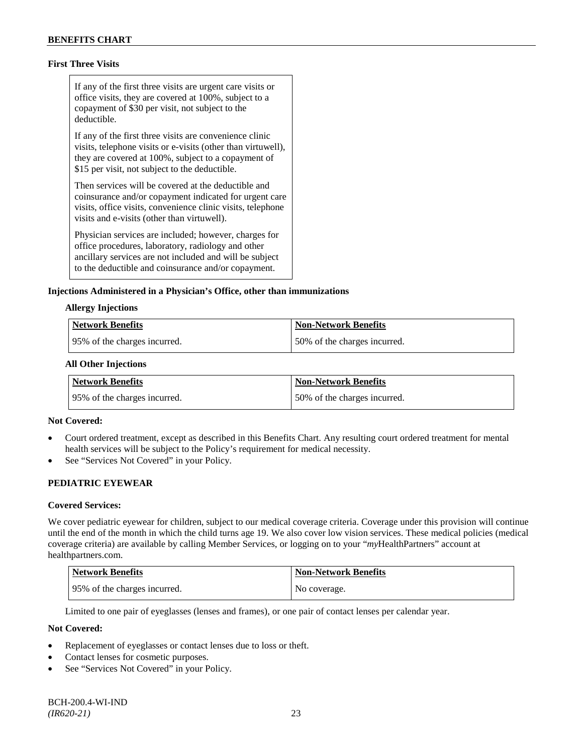**First Three Visits**

If any of the first three visits are urgent care visits or office visits, they are covered at 100%, subject to a copayment of $30 per visit, not subject to the deductible.

If any of the first three visits are convenience clinic visits, telephone visits or e-visits (other than virtuwell), they are covered at 100%, subject to a copayment of $15 per visit, not subject to the deductible.

Then services will be covered at the deductible and coinsurance and/or copayment indicated for urgent care visits, office visits, convenience clinic visits, telephone visits and e-visits (other than virtuwell).

Physician services are included; however, charges for office procedures, laboratory, radiology and other ancillary services are not included and will be subject to the deductible and coinsurance and/or copayment.

**Injections Administered in a Physician's Office, other than immunizations**

**Allergy Injections**

| Network Benefits | Non-Network Benefits |
|---|---|
| 95% of the charges incurred. | 50% of the charges incurred. |

**All Other Injections**

| Network Benefits | Non-Network Benefits |
|---|---|
| 95% of the charges incurred. | 50% of the charges incurred. |

**Not Covered:**

- Court ordered treatment, except as described in this Benefits Chart. Any resulting court ordered treatment for mental health services will be subject to the Policy's requirement for medical necessity.
- See "Services Not Covered" in your Policy.

**PEDIATRIC EYEWEAR**

**Covered Services:**

We cover pediatric eyewear for children, subject to our medical coverage criteria. Coverage under this provision will continue until the end of the month in which the child turns age 19. We also cover low vision services. These medical policies (medical coverage criteria) are available by calling Member Services, or logging on to your "*my*HealthPartners" account at healthpartners.com.

| Network Benefits | Non-Network Benefits |
|---|---|
| 95% of the charges incurred. | No coverage. |

Limited to one pair of eyeglasses (lenses and frames), or one pair of contact lenses per calendar year.

**Not Covered:**

- Replacement of eyeglasses or contact lenses due to loss or theft.
- Contact lenses for cosmetic purposes.
- See "Services Not Covered" in your Policy.

BCH-200.4-WI-IND
*(IR620-21)*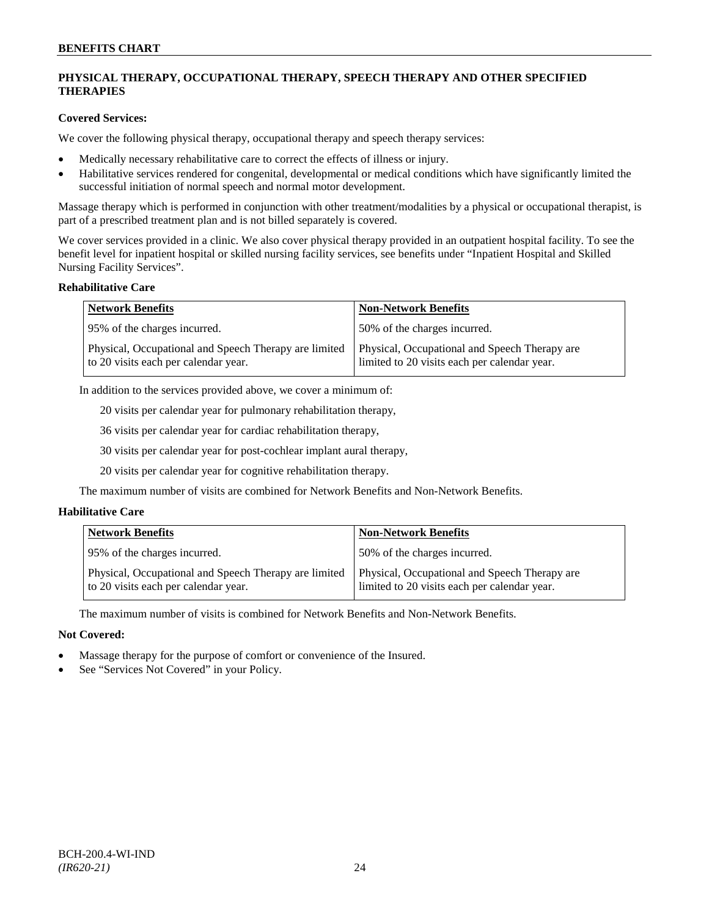## PHYSICAL THERAPY, OCCUPATIONAL THERAPY, SPEECH THERAPY AND OTHER SPECIFIED THERAPIES

**Covered Services:**

We cover the following physical therapy, occupational therapy and speech therapy services:

- Medically necessary rehabilitative care to correct the effects of illness or injury.
- Habilitative services rendered for congenital, developmental or medical conditions which have significantly limited the successful initiation of normal speech and normal motor development.

Massage therapy which is performed in conjunction with other treatment/modalities by a physical or occupational therapist, is part of a prescribed treatment plan and is not billed separately is covered.

We cover services provided in a clinic. We also cover physical therapy provided in an outpatient hospital facility. To see the benefit level for inpatient hospital or skilled nursing facility services, see benefits under "Inpatient Hospital and Skilled Nursing Facility Services".

**Rehabilitative Care**

| Network Benefits | Non-Network Benefits |
|---|---|
| 95% of the charges incurred. | 50% of the charges incurred. |
| Physical, Occupational and Speech Therapy are limited to 20 visits each per calendar year. | Physical, Occupational and Speech Therapy are limited to 20 visits each per calendar year. |

In addition to the services provided above, we cover a minimum of:

20 visits per calendar year for pulmonary rehabilitation therapy,

36 visits per calendar year for cardiac rehabilitation therapy,

30 visits per calendar year for post-cochlear implant aural therapy,

20 visits per calendar year for cognitive rehabilitation therapy.

The maximum number of visits are combined for Network Benefits and Non-Network Benefits.

**Habilitative Care**

| Network Benefits | Non-Network Benefits |
|---|---|
| 95% of the charges incurred. | 50% of the charges incurred. |
| Physical, Occupational and Speech Therapy are limited to 20 visits each per calendar year. | Physical, Occupational and Speech Therapy are limited to 20 visits each per calendar year. |

The maximum number of visits is combined for Network Benefits and Non-Network Benefits.

**Not Covered:**

- Massage therapy for the purpose of comfort or convenience of the Insured.
- See "Services Not Covered" in your Policy.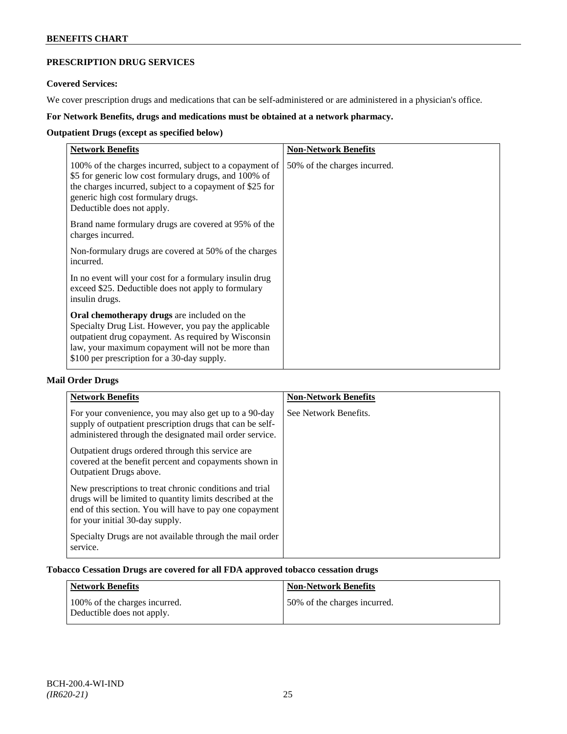## PRESCRIPTION DRUG SERVICES

**Covered Services:**

We cover prescription drugs and medications that can be self-administered or are administered in a physician's office.

**For Network Benefits, drugs and medications must be obtained at a network pharmacy.**

**Outpatient Drugs (except as specified below)**

| Network Benefits | Non-Network Benefits |
| --- | --- |
| 100% of the charges incurred, subject to a copayment of \$5 for generic low cost formulary drugs, and 100% of the charges incurred, subject to a copayment of \$25 for generic high cost formulary drugs.<br>Deductible does not apply.<br><br>Brand name formulary drugs are covered at 95% of the charges incurred.<br><br>Non-formulary drugs are covered at 50% of the charges incurred.<br><br>In no event will your cost for a formulary insulin drug exceed \$25. Deductible does not apply to formulary insulin drugs.<br><br>**Oral chemotherapy drugs** are included on the Specialty Drug List. However, you pay the applicable outpatient drug copayment. As required by Wisconsin law, your maximum copayment will not be more than \$100 per prescription for a 30-day supply. | 50% of the charges incurred. |

**Mail Order Drugs**

| Network Benefits | Non-Network Benefits |
| --- | --- |
| For your convenience, you may also get up to a 90-day supply of outpatient prescription drugs that can be self-administered through the designated mail order service.<br><br>Outpatient drugs ordered through this service are covered at the benefit percent and copayments shown in Outpatient Drugs above.<br><br>New prescriptions to treat chronic conditions and trial drugs will be limited to quantity limits described at the end of this section. You will have to pay one copayment for your initial 30-day supply.<br><br>Specialty Drugs are not available through the mail order service. | See Network Benefits. |

**Tobacco Cessation Drugs are covered for all FDA approved tobacco cessation drugs**

| Network Benefits | Non-Network Benefits |
| --- | --- |
| 100% of the charges incurred.<br>Deductible does not apply. | 50% of the charges incurred. |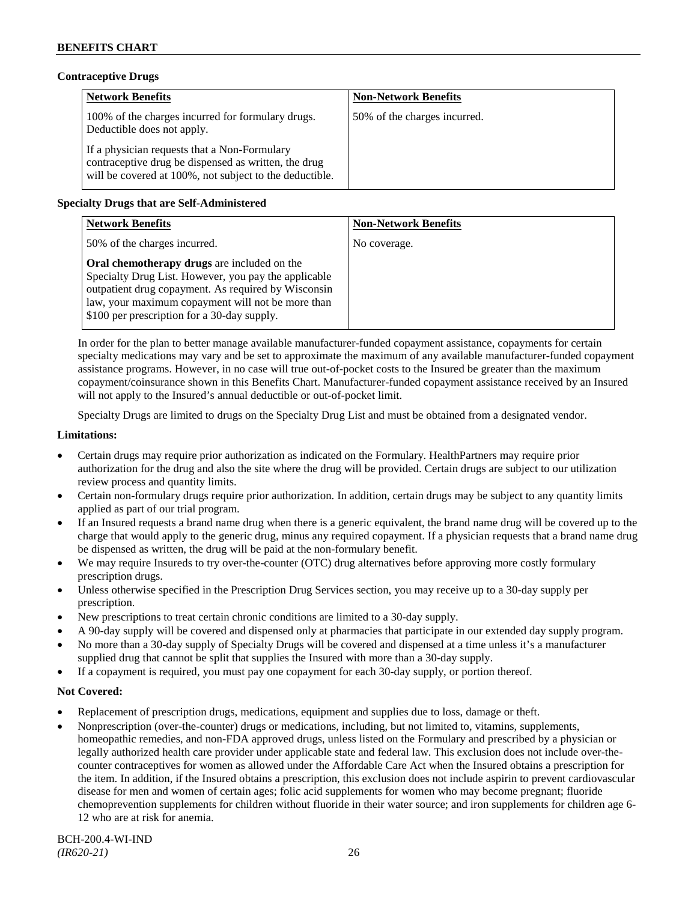**Contraceptive Drugs**

| Network Benefits | Non-Network Benefits |
|---|---|
| 100% of the charges incurred for formulary drugs. Deductible does not apply.<br><br>If a physician requests that a Non-Formulary contraceptive drug be dispensed as written, the drug will be covered at 100%, not subject to the deductible. | 50% of the charges incurred. |

**Specialty Drugs that are Self-Administered**

| Network Benefits | Non-Network Benefits |
|---|---|
| 50% of the charges incurred.<br><br>**Oral chemotherapy drugs** are included on the Specialty Drug List. However, you pay the applicable outpatient drug copayment. As required by Wisconsin law, your maximum copayment will not be more than $100 per prescription for a 30-day supply. | No coverage. |

In order for the plan to better manage available manufacturer-funded copayment assistance, copayments for certain specialty medications may vary and be set to approximate the maximum of any available manufacturer-funded copayment assistance programs. However, in no case will true out-of-pocket costs to the Insured be greater than the maximum copayment/coinsurance shown in this Benefits Chart. Manufacturer-funded copayment assistance received by an Insured will not apply to the Insured's annual deductible or out-of-pocket limit.

Specialty Drugs are limited to drugs on the Specialty Drug List and must be obtained from a designated vendor.

**Limitations:**

- Certain drugs may require prior authorization as indicated on the Formulary. HealthPartners may require prior authorization for the drug and also the site where the drug will be provided. Certain drugs are subject to our utilization review process and quantity limits.
- Certain non-formulary drugs require prior authorization. In addition, certain drugs may be subject to any quantity limits applied as part of our trial program.
- If an Insured requests a brand name drug when there is a generic equivalent, the brand name drug will be covered up to the charge that would apply to the generic drug, minus any required copayment. If a physician requests that a brand name drug be dispensed as written, the drug will be paid at the non-formulary benefit.
- We may require Insureds to try over-the-counter (OTC) drug alternatives before approving more costly formulary prescription drugs.
- Unless otherwise specified in the Prescription Drug Services section, you may receive up to a 30-day supply per prescription.
- New prescriptions to treat certain chronic conditions are limited to a 30-day supply.
- A 90-day supply will be covered and dispensed only at pharmacies that participate in our extended day supply program.
- No more than a 30-day supply of Specialty Drugs will be covered and dispensed at a time unless it's a manufacturer supplied drug that cannot be split that supplies the Insured with more than a 30-day supply.
- If a copayment is required, you must pay one copayment for each 30-day supply, or portion thereof.

**Not Covered:**

- Replacement of prescription drugs, medications, equipment and supplies due to loss, damage or theft.
- Nonprescription (over-the-counter) drugs or medications, including, but not limited to, vitamins, supplements, homeopathic remedies, and non-FDA approved drugs, unless listed on the Formulary and prescribed by a physician or legally authorized health care provider under applicable state and federal law. This exclusion does not include over-the-counter contraceptives for women as allowed under the Affordable Care Act when the Insured obtains a prescription for the item. In addition, if the Insured obtains a prescription, this exclusion does not include aspirin to prevent cardiovascular disease for men and women of certain ages; folic acid supplements for women who may become pregnant; fluoride chemoprevention supplements for children without fluoride in their water source; and iron supplements for children age 6-12 who are at risk for anemia.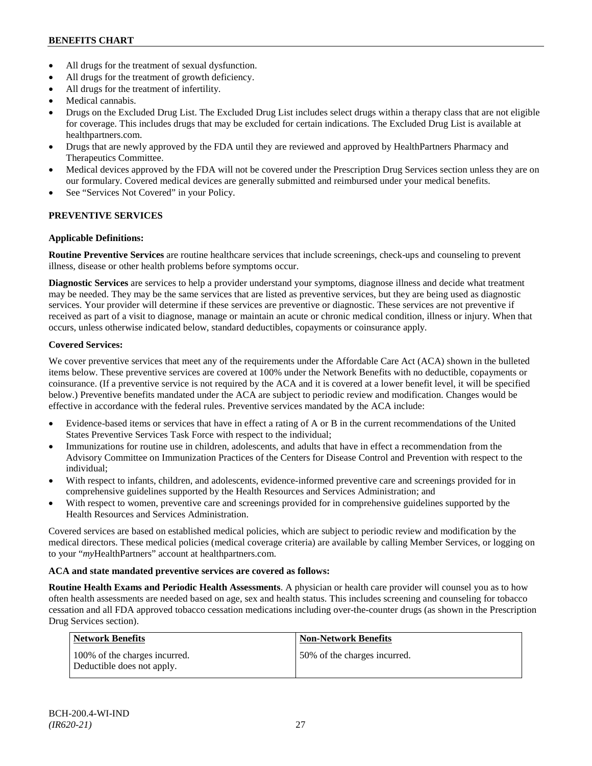- All drugs for the treatment of sexual dysfunction.
- All drugs for the treatment of growth deficiency.
- All drugs for the treatment of infertility.
- Medical cannabis.
- Drugs on the Excluded Drug List. The Excluded Drug List includes select drugs within a therapy class that are not eligible for coverage. This includes drugs that may be excluded for certain indications. The Excluded Drug List is available at healthpartners.com.
- Drugs that are newly approved by the FDA until they are reviewed and approved by HealthPartners Pharmacy and Therapeutics Committee.
- Medical devices approved by the FDA will not be covered under the Prescription Drug Services section unless they are on our formulary. Covered medical devices are generally submitted and reimbursed under your medical benefits.
- See "Services Not Covered" in your Policy.

## PREVENTIVE SERVICES

**Applicable Definitions:**

**Routine Preventive Services** are routine healthcare services that include screenings, check-ups and counseling to prevent illness, disease or other health problems before symptoms occur.

**Diagnostic Services** are services to help a provider understand your symptoms, diagnose illness and decide what treatment may be needed. They may be the same services that are listed as preventive services, but they are being used as diagnostic services. Your provider will determine if these services are preventive or diagnostic. These services are not preventive if received as part of a visit to diagnose, manage or maintain an acute or chronic medical condition, illness or injury. When that occurs, unless otherwise indicated below, standard deductibles, copayments or coinsurance apply.

**Covered Services:**

We cover preventive services that meet any of the requirements under the Affordable Care Act (ACA) shown in the bulleted items below. These preventive services are covered at 100% under the Network Benefits with no deductible, copayments or coinsurance. (If a preventive service is not required by the ACA and it is covered at a lower benefit level, it will be specified below.) Preventive benefits mandated under the ACA are subject to periodic review and modification. Changes would be effective in accordance with the federal rules. Preventive services mandated by the ACA include:

- Evidence-based items or services that have in effect a rating of A or B in the current recommendations of the United States Preventive Services Task Force with respect to the individual;
- Immunizations for routine use in children, adolescents, and adults that have in effect a recommendation from the Advisory Committee on Immunization Practices of the Centers for Disease Control and Prevention with respect to the individual;
- With respect to infants, children, and adolescents, evidence-informed preventive care and screenings provided for in comprehensive guidelines supported by the Health Resources and Services Administration; and
- With respect to women, preventive care and screenings provided for in comprehensive guidelines supported by the Health Resources and Services Administration.

Covered services are based on established medical policies, which are subject to periodic review and modification by the medical directors. These medical policies (medical coverage criteria) are available by calling Member Services, or logging on to your "*my*HealthPartners" account at healthpartners.com.

**ACA and state mandated preventive services are covered as follows:**

**Routine Health Exams and Periodic Health Assessments**. A physician or health care provider will counsel you as to how often health assessments are needed based on age, sex and health status. This includes screening and counseling for tobacco cessation and all FDA approved tobacco cessation medications including over-the-counter drugs (as shown in the Prescription Drug Services section).

| Network Benefits | Non-Network Benefits |
|---|---|
| 100% of the charges incurred. Deductible does not apply. | 50% of the charges incurred. |

BCH-200.4-WI-IND
*(IR620-21)*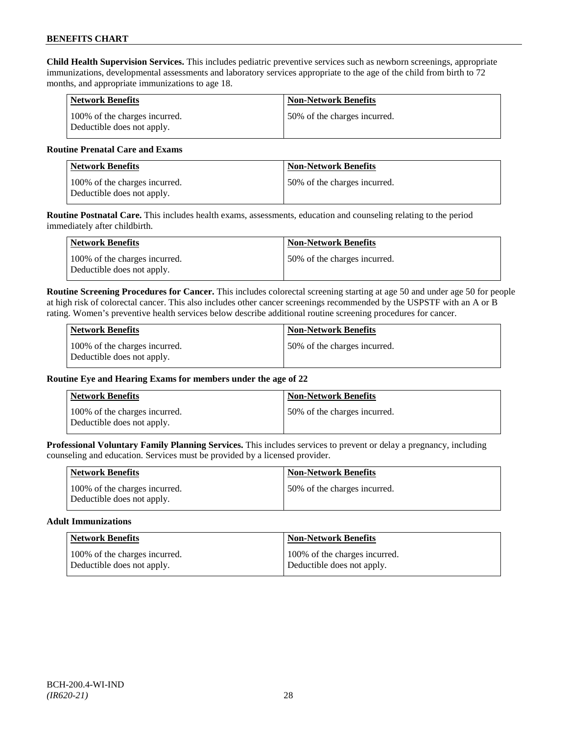**Child Health Supervision Services.** This includes pediatric preventive services such as newborn screenings, appropriate immunizations, developmental assessments and laboratory services appropriate to the age of the child from birth to 72 months, and appropriate immunizations to age 18.

| Network Benefits | Non-Network Benefits |
| --- | --- |
| 100% of the charges incurred. Deductible does not apply. | 50% of the charges incurred. |

**Routine Prenatal Care and Exams**

| Network Benefits | Non-Network Benefits |
| --- | --- |
| 100% of the charges incurred. Deductible does not apply. | 50% of the charges incurred. |

**Routine Postnatal Care.** This includes health exams, assessments, education and counseling relating to the period immediately after childbirth.

| Network Benefits | Non-Network Benefits |
| --- | --- |
| 100% of the charges incurred. Deductible does not apply. | 50% of the charges incurred. |

**Routine Screening Procedures for Cancer.** This includes colorectal screening starting at age 50 and under age 50 for people at high risk of colorectal cancer. This also includes other cancer screenings recommended by the USPSTF with an A or B rating. Women's preventive health services below describe additional routine screening procedures for cancer.

| Network Benefits | Non-Network Benefits |
| --- | --- |
| 100% of the charges incurred. Deductible does not apply. | 50% of the charges incurred. |

**Routine Eye and Hearing Exams for members under the age of 22**

| Network Benefits | Non-Network Benefits |
| --- | --- |
| 100% of the charges incurred. Deductible does not apply. | 50% of the charges incurred. |

**Professional Voluntary Family Planning Services.** This includes services to prevent or delay a pregnancy, including counseling and education. Services must be provided by a licensed provider.

| Network Benefits | Non-Network Benefits |
| --- | --- |
| 100% of the charges incurred. Deductible does not apply. | 50% of the charges incurred. |

**Adult Immunizations**

| Network Benefits | Non-Network Benefits |
| --- | --- |
| 100% of the charges incurred. Deductible does not apply. | 100% of the charges incurred. Deductible does not apply. |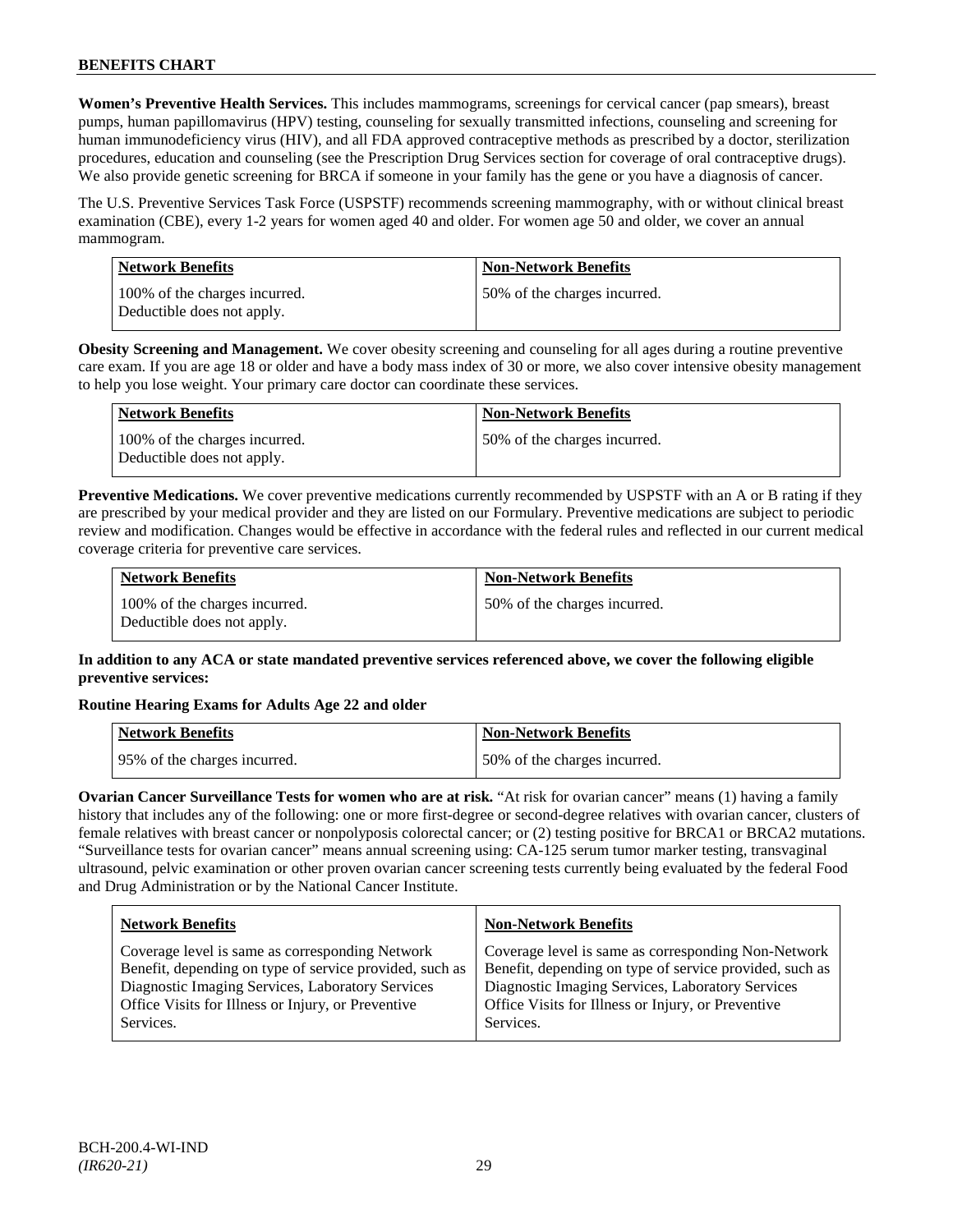**Women's Preventive Health Services.** This includes mammograms, screenings for cervical cancer (pap smears), breast pumps, human papillomavirus (HPV) testing, counseling for sexually transmitted infections, counseling and screening for human immunodeficiency virus (HIV), and all FDA approved contraceptive methods as prescribed by a doctor, sterilization procedures, education and counseling (see the Prescription Drug Services section for coverage of oral contraceptive drugs). We also provide genetic screening for BRCA if someone in your family has the gene or you have a diagnosis of cancer.

The U.S. Preventive Services Task Force (USPSTF) recommends screening mammography, with or without clinical breast examination (CBE), every 1-2 years for women aged 40 and older. For women age 50 and older, we cover an annual mammogram.

| Network Benefits | Non-Network Benefits |
|---|---|
| 100% of the charges incurred. Deductible does not apply. | 50% of the charges incurred. |

**Obesity Screening and Management.** We cover obesity screening and counseling for all ages during a routine preventive care exam. If you are age 18 or older and have a body mass index of 30 or more, we also cover intensive obesity management to help you lose weight. Your primary care doctor can coordinate these services.

| Network Benefits | Non-Network Benefits |
|---|---|
| 100% of the charges incurred. Deductible does not apply. | 50% of the charges incurred. |

**Preventive Medications.** We cover preventive medications currently recommended by USPSTF with an A or B rating if they are prescribed by your medical provider and they are listed on our Formulary. Preventive medications are subject to periodic review and modification. Changes would be effective in accordance with the federal rules and reflected in our current medical coverage criteria for preventive care services.

| Network Benefits | Non-Network Benefits |
|---|---|
| 100% of the charges incurred. Deductible does not apply. | 50% of the charges incurred. |

**In addition to any ACA or state mandated preventive services referenced above, we cover the following eligible preventive services:**

**Routine Hearing Exams for Adults Age 22 and older**

| Network Benefits | Non-Network Benefits |
|---|---|
| 95% of the charges incurred. | 50% of the charges incurred. |

**Ovarian Cancer Surveillance Tests for women who are at risk.** "At risk for ovarian cancer" means (1) having a family history that includes any of the following: one or more first-degree or second-degree relatives with ovarian cancer, clusters of female relatives with breast cancer or nonpolyposis colorectal cancer; or (2) testing positive for BRCA1 or BRCA2 mutations. "Surveillance tests for ovarian cancer" means annual screening using: CA-125 serum tumor marker testing, transvaginal ultrasound, pelvic examination or other proven ovarian cancer screening tests currently being evaluated by the federal Food and Drug Administration or by the National Cancer Institute.

| Network Benefits | Non-Network Benefits |
|---|---|
| Coverage level is same as corresponding Network Benefit, depending on type of service provided, such as Diagnostic Imaging Services, Laboratory Services Office Visits for Illness or Injury, or Preventive Services. | Coverage level is same as corresponding Non-Network Benefit, depending on type of service provided, such as Diagnostic Imaging Services, Laboratory Services Office Visits for Illness or Injury, or Preventive Services. |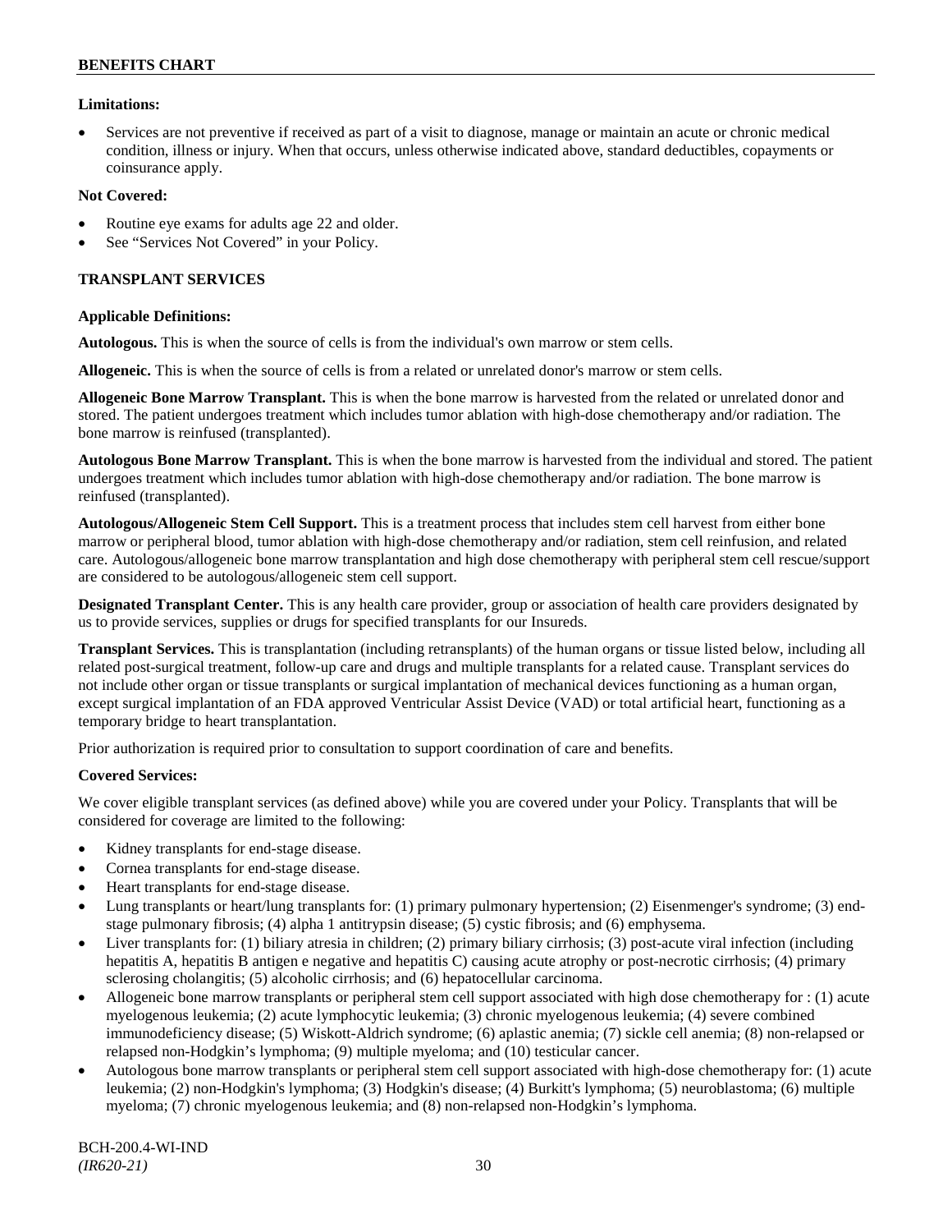**Limitations:**

- Services are not preventive if received as part of a visit to diagnose, manage or maintain an acute or chronic medical condition, illness or injury. When that occurs, unless otherwise indicated above, standard deductibles, copayments or coinsurance apply.

**Not Covered:**

- Routine eye exams for adults age 22 and older.
- See "Services Not Covered" in your Policy.

## TRANSPLANT SERVICES

**Applicable Definitions:**

**Autologous.** This is when the source of cells is from the individual's own marrow or stem cells.

**Allogeneic.** This is when the source of cells is from a related or unrelated donor's marrow or stem cells.

**Allogeneic Bone Marrow Transplant.** This is when the bone marrow is harvested from the related or unrelated donor and stored. The patient undergoes treatment which includes tumor ablation with high-dose chemotherapy and/or radiation. The bone marrow is reinfused (transplanted).

**Autologous Bone Marrow Transplant.** This is when the bone marrow is harvested from the individual and stored. The patient undergoes treatment which includes tumor ablation with high-dose chemotherapy and/or radiation. The bone marrow is reinfused (transplanted).

**Autologous/Allogeneic Stem Cell Support.** This is a treatment process that includes stem cell harvest from either bone marrow or peripheral blood, tumor ablation with high-dose chemotherapy and/or radiation, stem cell reinfusion, and related care. Autologous/allogeneic bone marrow transplantation and high dose chemotherapy with peripheral stem cell rescue/support are considered to be autologous/allogeneic stem cell support.

**Designated Transplant Center.** This is any health care provider, group or association of health care providers designated by us to provide services, supplies or drugs for specified transplants for our Insureds.

**Transplant Services.** This is transplantation (including retransplants) of the human organs or tissue listed below, including all related post-surgical treatment, follow-up care and drugs and multiple transplants for a related cause. Transplant services do not include other organ or tissue transplants or surgical implantation of mechanical devices functioning as a human organ, except surgical implantation of an FDA approved Ventricular Assist Device (VAD) or total artificial heart, functioning as a temporary bridge to heart transplantation.

Prior authorization is required prior to consultation to support coordination of care and benefits.

**Covered Services:**

We cover eligible transplant services (as defined above) while you are covered under your Policy. Transplants that will be considered for coverage are limited to the following:

- Kidney transplants for end-stage disease.
- Cornea transplants for end-stage disease.
- Heart transplants for end-stage disease.
- Lung transplants or heart/lung transplants for: (1) primary pulmonary hypertension; (2) Eisenmenger's syndrome; (3) end-stage pulmonary fibrosis; (4) alpha 1 antitrypsin disease; (5) cystic fibrosis; and (6) emphysema.
- Liver transplants for: (1) biliary atresia in children; (2) primary biliary cirrhosis; (3) post-acute viral infection (including hepatitis A, hepatitis B antigen e negative and hepatitis C) causing acute atrophy or post-necrotic cirrhosis; (4) primary sclerosing cholangitis; (5) alcoholic cirrhosis; and (6) hepatocellular carcinoma.
- Allogeneic bone marrow transplants or peripheral stem cell support associated with high dose chemotherapy for : (1) acute myelogenous leukemia; (2) acute lymphocytic leukemia; (3) chronic myelogenous leukemia; (4) severe combined immunodeficiency disease; (5) Wiskott-Aldrich syndrome; (6) aplastic anemia; (7) sickle cell anemia; (8) non-relapsed or relapsed non-Hodgkin's lymphoma; (9) multiple myeloma; and (10) testicular cancer.
- Autologous bone marrow transplants or peripheral stem cell support associated with high-dose chemotherapy for: (1) acute leukemia; (2) non-Hodgkin's lymphoma; (3) Hodgkin's disease; (4) Burkitt's lymphoma; (5) neuroblastoma; (6) multiple myeloma; (7) chronic myelogenous leukemia; and (8) non-relapsed non-Hodgkin's lymphoma.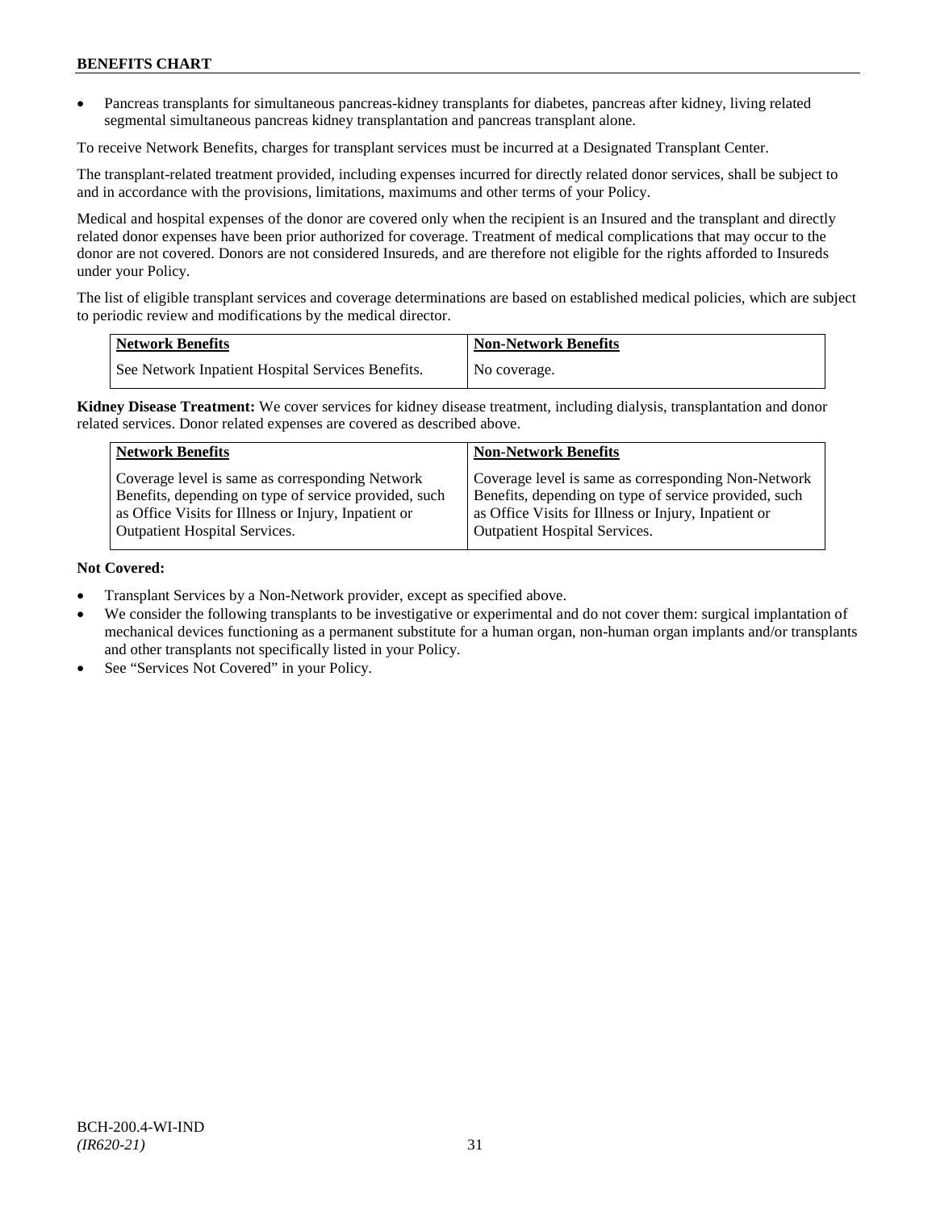- Pancreas transplants for simultaneous pancreas-kidney transplants for diabetes, pancreas after kidney, living related segmental simultaneous pancreas kidney transplantation and pancreas transplant alone.

To receive Network Benefits, charges for transplant services must be incurred at a Designated Transplant Center.

The transplant-related treatment provided, including expenses incurred for directly related donor services, shall be subject to and in accordance with the provisions, limitations, maximums and other terms of your Policy.

Medical and hospital expenses of the donor are covered only when the recipient is an Insured and the transplant and directly related donor expenses have been prior authorized for coverage. Treatment of medical complications that may occur to the donor are not covered. Donors are not considered Insureds, and are therefore not eligible for the rights afforded to Insureds under your Policy.

The list of eligible transplant services and coverage determinations are based on established medical policies, which are subject to periodic review and modifications by the medical director.

| Network Benefits | Non-Network Benefits |
|---|---|
| See Network Inpatient Hospital Services Benefits. | No coverage. |

**Kidney Disease Treatment:** We cover services for kidney disease treatment, including dialysis, transplantation and donor related services. Donor related expenses are covered as described above.

| Network Benefits | Non-Network Benefits |
|---|---|
| Coverage level is same as corresponding Network Benefits, depending on type of service provided, such as Office Visits for Illness or Injury, Inpatient or Outpatient Hospital Services. | Coverage level is same as corresponding Non-Network Benefits, depending on type of service provided, such as Office Visits for Illness or Injury, Inpatient or Outpatient Hospital Services. |

**Not Covered:**

- Transplant Services by a Non-Network provider, except as specified above.
- We consider the following transplants to be investigative or experimental and do not cover them: surgical implantation of mechanical devices functioning as a permanent substitute for a human organ, non-human organ implants and/or transplants and other transplants not specifically listed in your Policy.
- See "Services Not Covered" in your Policy.

BCH-200.4-WI-IND
*(IR620-21)*